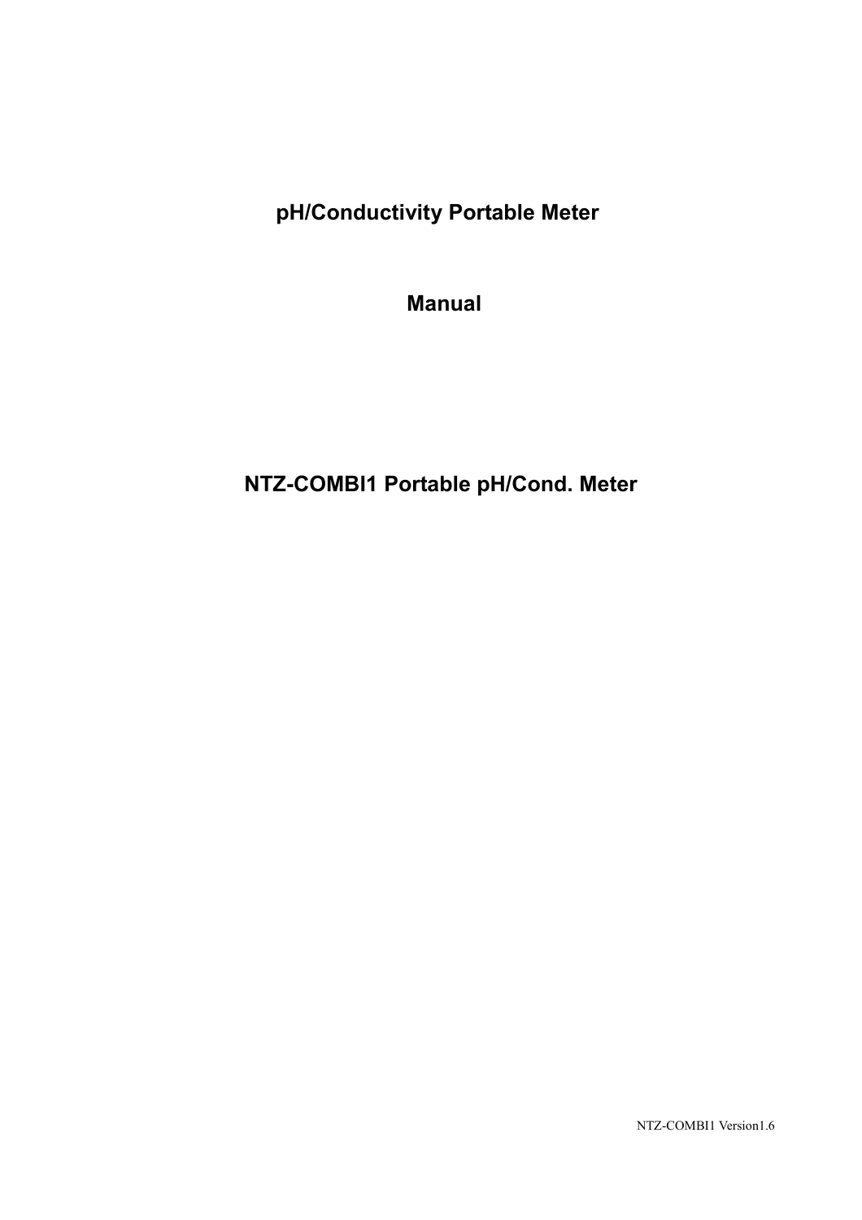# pH/Conductivity Portable Meter

# Manual

# NTZ-COMBI1 Portable pH/Cond. Meter

NTZ-COMBI1 Version1.6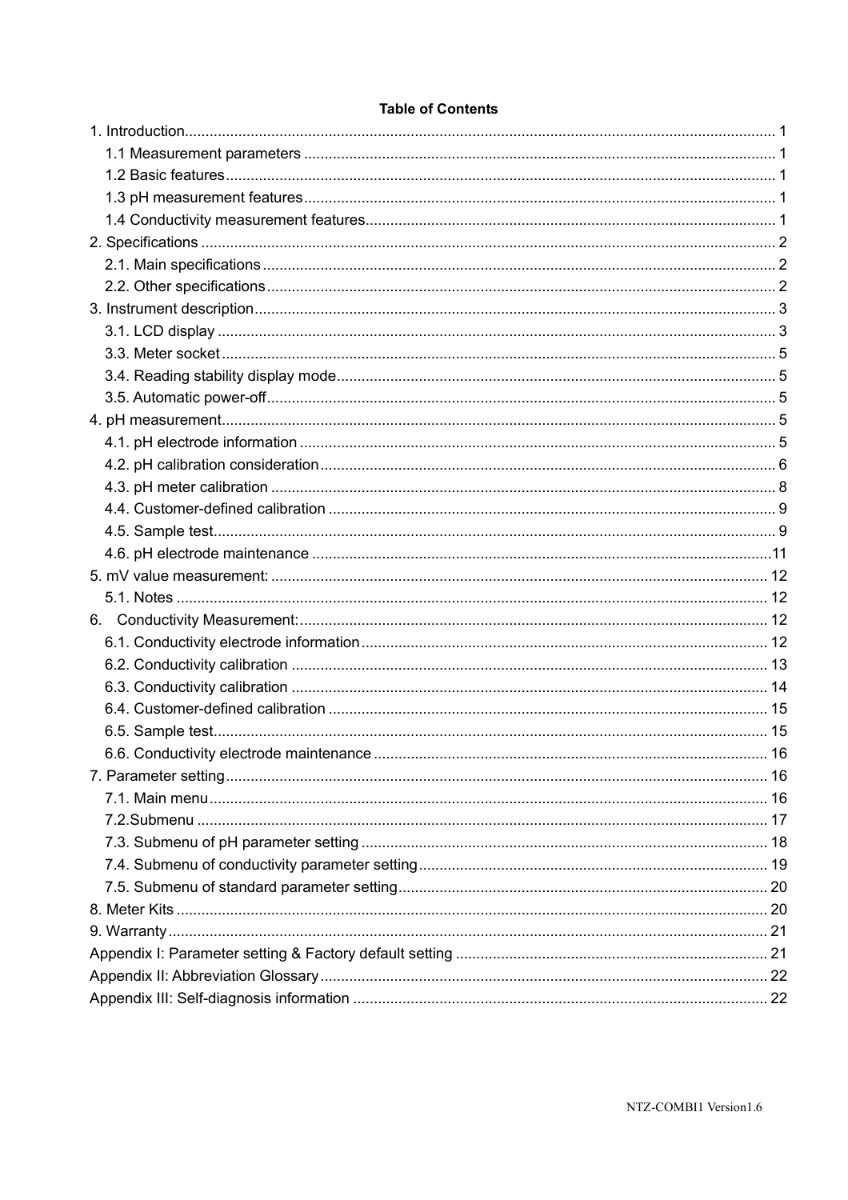**Table of Contents**

1. Introduction............................................................................................................................ 1
   1.1 Measurement parameters ................................................................................................ 1
   1.2 Basic features.................................................................................................................. 1
   1.3 pH measurement features................................................................................................ 1
   1.4 Conductivity measurement features.................................................................................. 1
2. Specifications ......................................................................................................................... 2
   2.1. Main specifications .......................................................................................................... 2
   2.2. Other specifications ......................................................................................................... 2
3. Instrument description............................................................................................................. 3
   3.1. LCD display ..................................................................................................................... 3
   3.3. Meter socket .................................................................................................................... 5
   3.4. Reading stability display mode......................................................................................... 5
   3.5. Automatic power-off.......................................................................................................... 5
4. pH measurement..................................................................................................................... 5
   4.1. pH electrode information .................................................................................................. 5
   4.2. pH calibration consideration............................................................................................. 6
   4.3. pH meter calibration ......................................................................................................... 8
   4.4. Customer-defined calibration ........................................................................................... 9
   4.5. Sample test...................................................................................................................... 9
   4.6. pH electrode maintenance ..............................................................................................11
5. mV value measurement: ........................................................................................................ 12
   5.1. Notes .............................................................................................................................. 12
6. Conductivity Measurement:.................................................................................................... 12
   6.1. Conductivity electrode information ................................................................................. 12
   6.2. Conductivity calibration .................................................................................................. 13
   6.3. Conductivity calibration .................................................................................................. 14
   6.4. Customer-defined calibration ......................................................................................... 15
   6.5. Sample test..................................................................................................................... 15
   6.6. Conductivity electrode maintenance .............................................................................. 16
7. Parameter setting.................................................................................................................. 16
   7.1. Main menu...................................................................................................................... 16
   7.2.Submenu ........................................................................................................................ 17
   7.3. Submenu of pH parameter setting ................................................................................. 18
   7.4. Submenu of conductivity parameter setting.................................................................... 19
   7.5. Submenu of standard parameter setting......................................................................... 20
8. Meter Kits .............................................................................................................................. 20
9. Warranty................................................................................................................................ 21
Appendix I: Parameter setting & Factory default setting ........................................................... 21
Appendix II: Abbreviation Glossary........................................................................................... 22
Appendix III: Self-diagnosis information ................................................................................... 22

NTZ-COMBI1 Version1.6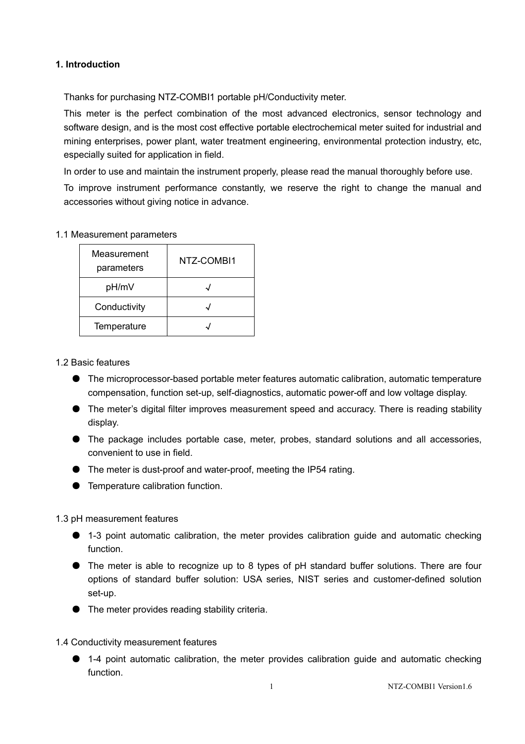## 1. Introduction

Thanks for purchasing NTZ-COMBI1 portable pH/Conductivity meter.

This meter is the perfect combination of the most advanced electronics, sensor technology and software design, and is the most cost effective portable electrochemical meter suited for industrial and mining enterprises, power plant, water treatment engineering, environmental protection industry, etc, especially suited for application in field.

In order to use and maintain the instrument properly, please read the manual thoroughly before use.

To improve instrument performance constantly, we reserve the right to change the manual and accessories without giving notice in advance.

### 1.1 Measurement parameters

| Measurement parameters | NTZ-COMBI1 |
|---|---|
| pH/mV | √ |
| Conductivity | √ |
| Temperature | √ |

### 1.2 Basic features

- The microprocessor-based portable meter features automatic calibration, automatic temperature compensation, function set-up, self-diagnostics, automatic power-off and low voltage display.
- The meter's digital filter improves measurement speed and accuracy. There is reading stability display.
- The package includes portable case, meter, probes, standard solutions and all accessories, convenient to use in field.
- The meter is dust-proof and water-proof, meeting the IP54 rating.
- Temperature calibration function.

### 1.3 pH measurement features

- 1-3 point automatic calibration, the meter provides calibration guide and automatic checking function.
- The meter is able to recognize up to 8 types of pH standard buffer solutions. There are four options of standard buffer solution: USA series, NIST series and customer-defined solution set-up.
- The meter provides reading stability criteria.

### 1.4 Conductivity measurement features

- 1-4 point automatic calibration, the meter provides calibration guide and automatic checking function.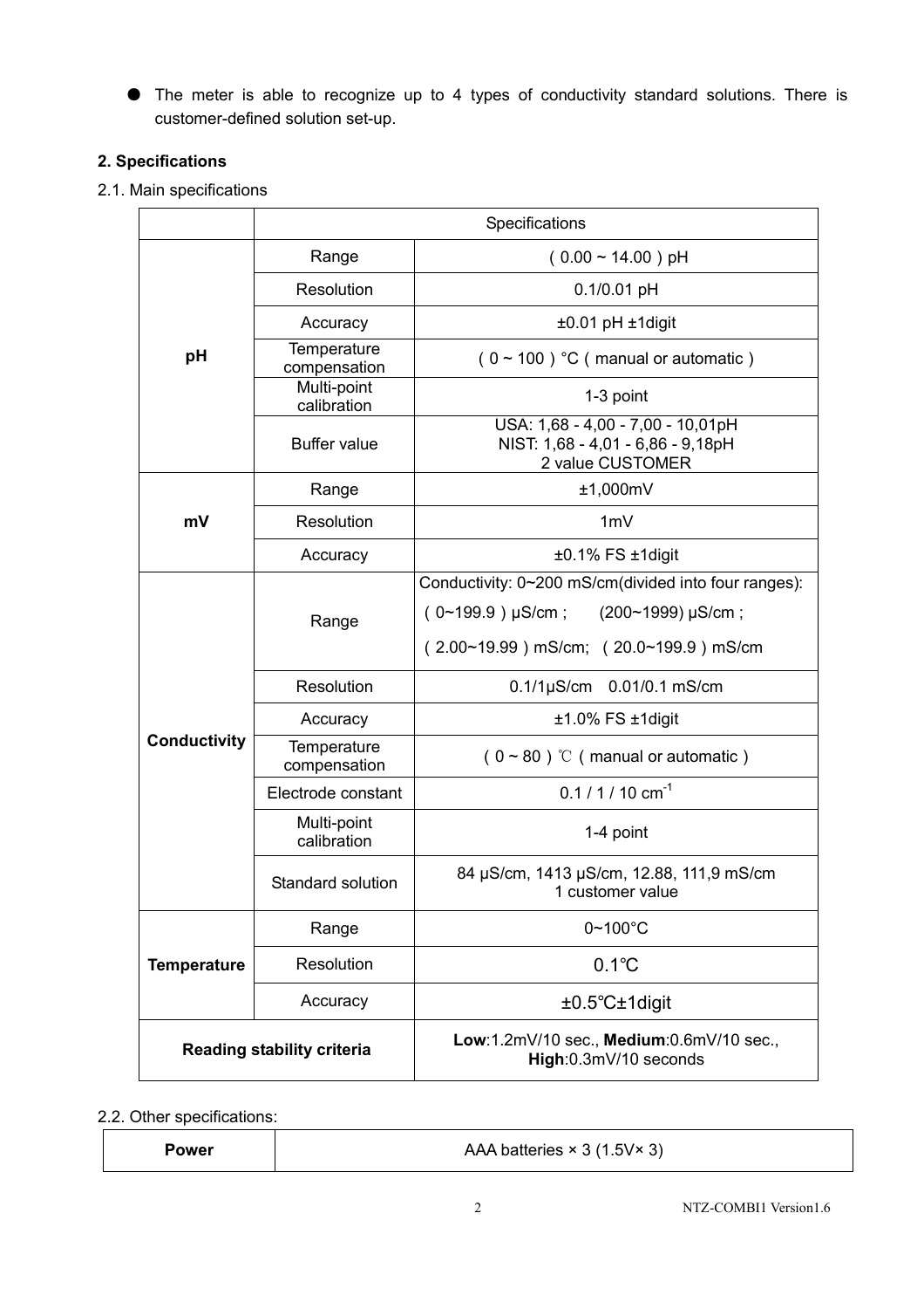- The meter is able to recognize up to 4 types of conductivity standard solutions. There is customer-defined solution set-up.

## 2. Specifications

2.1. Main specifications

| | Specifications | |
|---|---|---|
| **pH** | Range | （0.00 ~ 14.00）pH |
| | Resolution | 0.1/0.01 pH |
| | Accuracy | ±0.01 pH ±1digit |
| | Temperature compensation | （0 ~ 100）°C（manual or automatic） |
| | Multi-point calibration | 1-3 point |
| | Buffer value | USA: 1,68 - 4,00 - 7,00 - 10,01pH<br>NIST: 1,68 - 4,01 - 6,86 - 9,18pH<br>2 value CUSTOMER |
| **mV** | Range | ±1,000mV |
| | Resolution | 1mV |
| | Accuracy | ±0.1% FS ±1digit |
| **Conductivity** | Range | Conductivity: 0~200 mS/cm(divided into four ranges):<br>（0~199.9）μS/cm； (200~1999) μS/cm；<br>（2.00~19.99）mS/cm; （20.0~199.9）mS/cm |
| | Resolution | 0.1/1μS/cm 0.01/0.1 mS/cm |
| | Accuracy | ±1.0% FS ±1digit |
| | Temperature compensation | （0 ~ 80）℃（manual or automatic） |
| | Electrode constant | 0.1 / 1 / 10 $cm^{-1}$ |
| | Multi-point calibration | 1-4 point |
| | Standard solution | 84 μS/cm, 1413 μS/cm, 12.88, 111,9 mS/cm<br>1 customer value |
| **Temperature** | Range | 0~100°C |
| | Resolution | 0.1℃ |
| | Accuracy | ±0.5℃±1digit |
| **Reading stability criteria** | | **Low**:1.2mV/10 sec., **Medium**:0.6mV/10 sec., **High**:0.3mV/10 seconds |

2.2. Other specifications:

| **Power** | AAA batteries × 3 (1.5V× 3) |
|---|---|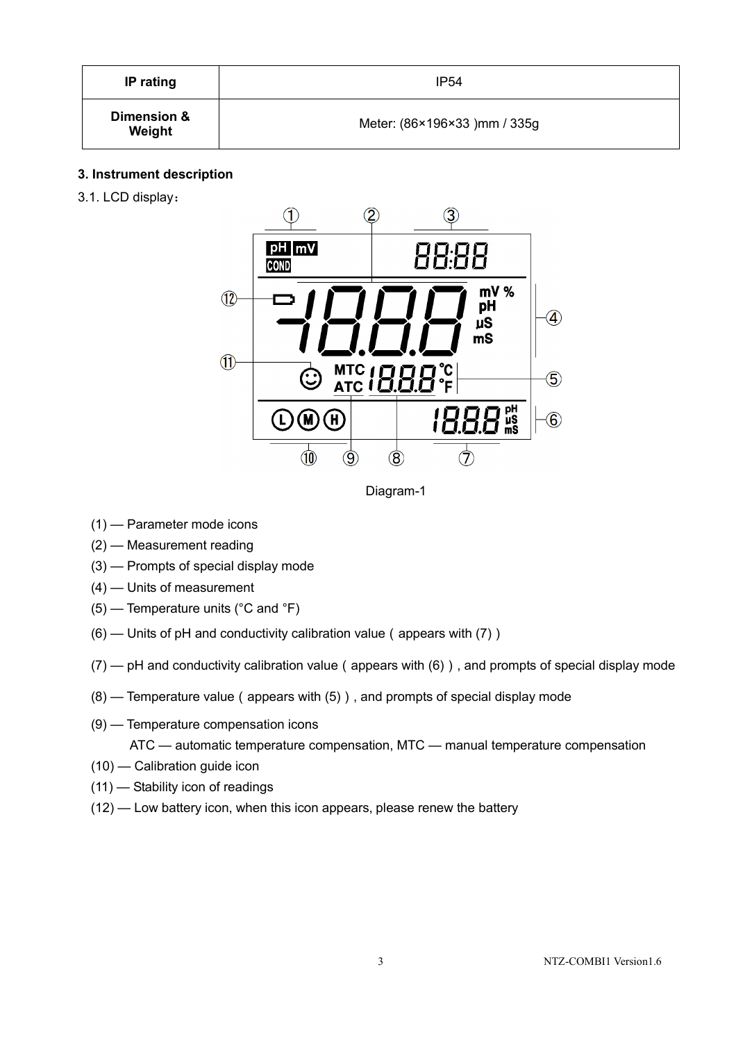| IP rating | IP54 |
| --- | --- |
| Dimension & Weight | Meter: (86×196×33 )mm / 335g |

### 3. Instrument description

3.1. LCD display：

Diagram-1

(1) — Parameter mode icons

(2) — Measurement reading

(3) — Prompts of special display mode

(4) — Units of measurement

(5) — Temperature units (°C and °F)

(6) — Units of pH and conductivity calibration value ( appears with (7) )

(7) — pH and conductivity calibration value ( appears with (6) ) , and prompts of special display mode

(8) — Temperature value ( appears with (5) ) , and prompts of special display mode

(9) — Temperature compensation icons

ATC — automatic temperature compensation, MTC — manual temperature compensation

(10) — Calibration guide icon

(11) — Stability icon of readings

(12) — Low battery icon, when this icon appears, please renew the battery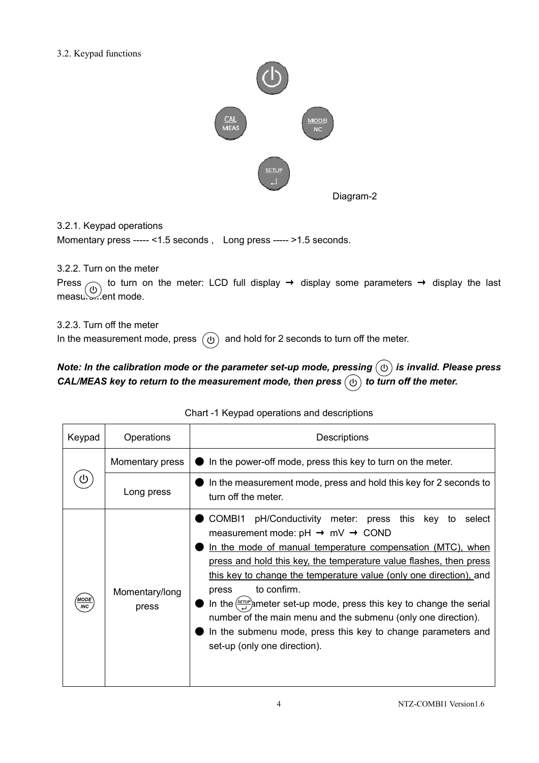3.2. Keypad functions

Diagram-2

3.2.1. Keypad operations

Momentary press ----- <1.5 seconds , Long press ----- >1.5 seconds.

3.2.2. Turn on the meter

Press ⏻ to turn on the meter: LCD full display → display some parameters → display the last measurement mode.

3.2.3. Turn off the meter

In the measurement mode, press ⏻ and hold for 2 seconds to turn off the meter.

***Note: In the calibration mode or the parameter set-up mode, pressing ⏻ is invalid. Please press CAL/MEAS key to return to the measurement mode, then press ⏻ to turn off the meter.***

Chart -1 Keypad operations and descriptions

| Keypad | Operations | Descriptions |
|---|---|---|
| ⏻ | Momentary press | ● In the power-off mode, press this key to turn on the meter. |
| | Long press | ● In the measurement mode, press and hold this key for 2 seconds to turn off the meter. |
| MODE/INC | Momentary/long press | ● COMBI1 pH/Conductivity meter: press this key to select measurement mode: pH → mV → COND<br>● In the mode of manual temperature compensation (MTC), when press and hold this key, the temperature value flashes, then press this key to change the temperature value (only one direction), and press SETUP to confirm.<br>● In the parameter set-up mode, press this key to change the serial number of the main menu and the submenu (only one direction).<br>● In the submenu mode, press this key to change parameters and set-up (only one direction). |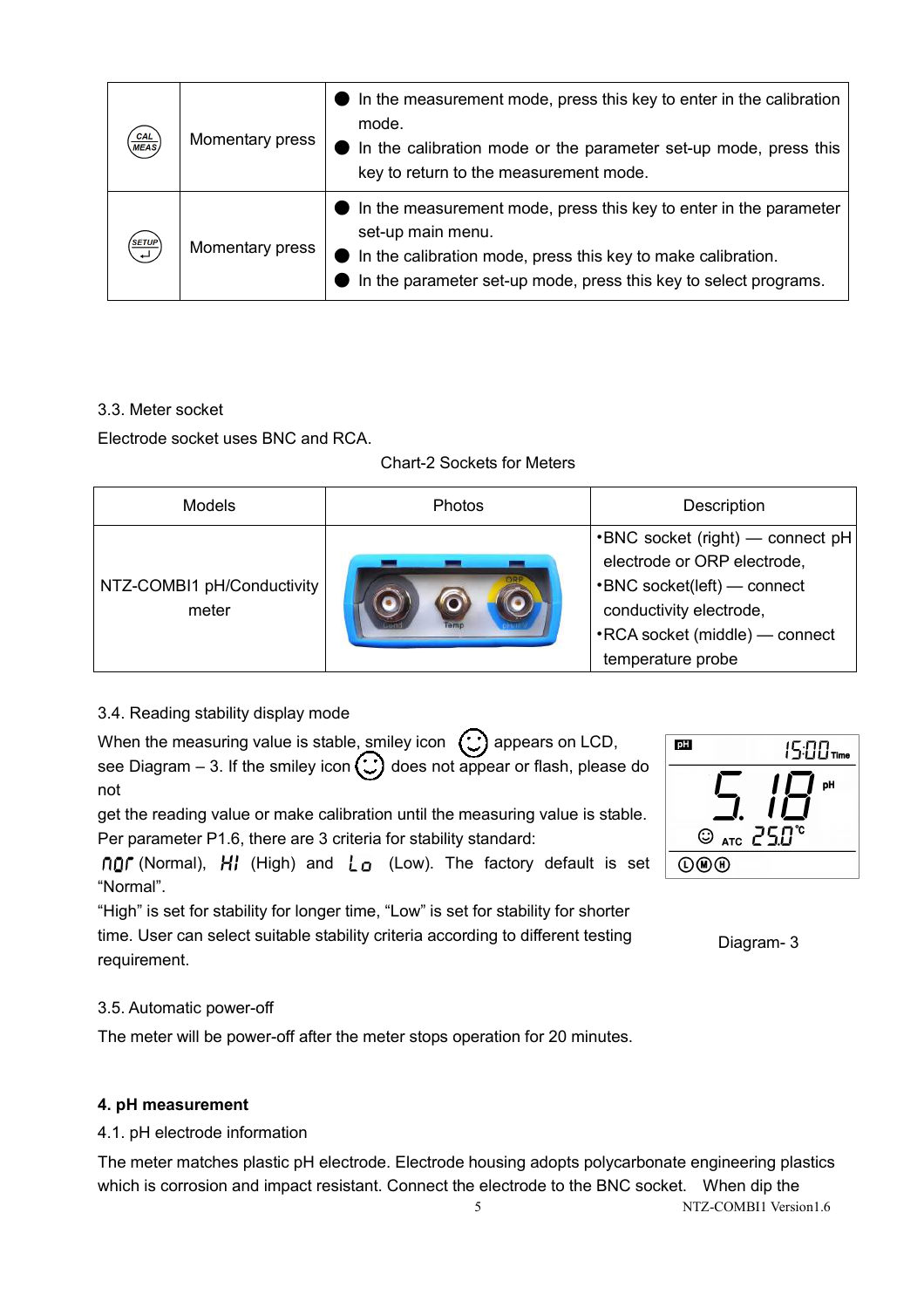| | | |
|---|---|---|
| CAL/MEAS | Momentary press | ● In the measurement mode, press this key to enter in the calibration mode.<br>● In the calibration mode or the parameter set-up mode, press this key to return to the measurement mode. |
| SETUP | Momentary press | ● In the measurement mode, press this key to enter in the parameter set-up main menu.<br>● In the calibration mode, press this key to make calibration.<br>● In the parameter set-up mode, press this key to select programs. |

### 3.3. Meter socket

Electrode socket uses BNC and RCA.

Chart-2 Sockets for Meters

| Models | Photos | Description |
|---|---|---|
| NTZ-COMBI1 pH/Conductivity meter | | •BNC socket (right) — connect pH electrode or ORP electrode,<br>•BNC socket(left) — connect conductivity electrode,<br>•RCA socket (middle) — connect temperature probe |

### 3.4. Reading stability display mode

When the measuring value is stable, smiley icon ☺ appears on LCD, see Diagram – 3. If the smiley icon ☺ does not appear or flash, please do not get the reading value or make calibration until the measuring value is stable. Per parameter P1.6, there are 3 criteria for stability standard: nor (Normal), HI (High) and Lo (Low). The factory default is set "Normal".

"High" is set for stability for longer time, "Low" is set for stability for shorter time. User can select suitable stability criteria according to different testing requirement.

Diagram- 3

### 3.5. Automatic power-off

The meter will be power-off after the meter stops operation for 20 minutes.

## 4. pH measurement

### 4.1. pH electrode information

The meter matches plastic pH electrode. Electrode housing adopts polycarbonate engineering plastics which is corrosion and impact resistant. Connect the electrode to the BNC socket. When dip the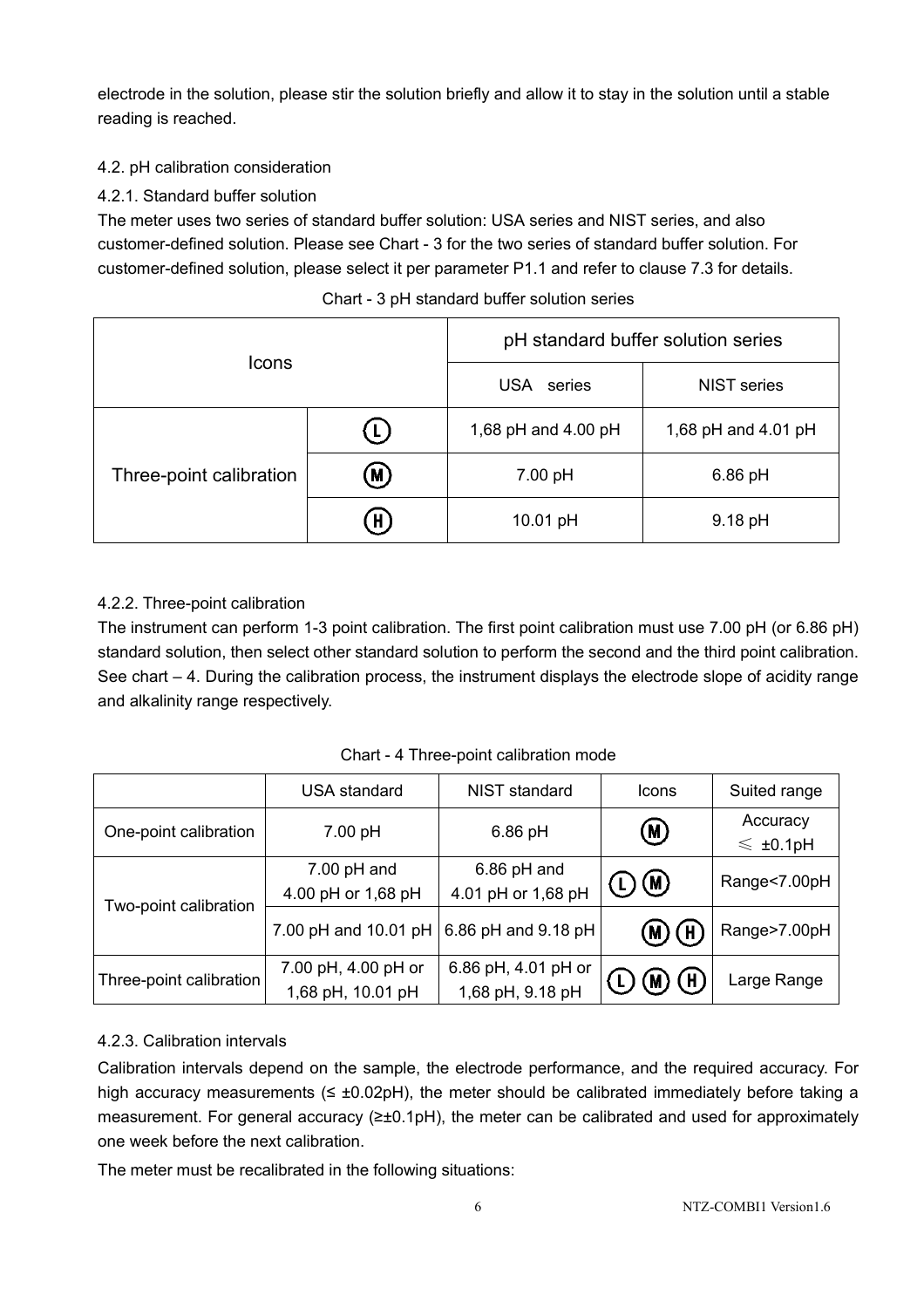electrode in the solution, please stir the solution briefly and allow it to stay in the solution until a stable reading is reached.

### 4.2. pH calibration consideration

#### 4.2.1. Standard buffer solution

The meter uses two series of standard buffer solution: USA series and NIST series, and also customer-defined solution. Please see Chart - 3 for the two series of standard buffer solution. For customer-defined solution, please select it per parameter P1.1 and refer to clause 7.3 for details.

Chart - 3 pH standard buffer solution series

| Icons | | pH standard buffer solution series | |
|---|---|---|---|
| | | USA series | NIST series |
| Three-point calibration | (L) | 1,68 pH and 4.00 pH | 1,68 pH and 4.01 pH |
| | (M) | 7.00 pH | 6.86 pH |
| | (H) | 10.01 pH | 9.18 pH |

#### 4.2.2. Three-point calibration

The instrument can perform 1-3 point calibration. The first point calibration must use 7.00 pH (or 6.86 pH) standard solution, then select other standard solution to perform the second and the third point calibration. See chart – 4. During the calibration process, the instrument displays the electrode slope of acidity range and alkalinity range respectively.

Chart - 4 Three-point calibration mode

| | USA standard | NIST standard | Icons | Suited range |
|---|---|---|---|---|
| One-point calibration | 7.00 pH | 6.86 pH | (M) | Accuracy ≤ ±0.1pH |
| Two-point calibration | 7.00 pH and 4.00 pH or 1,68 pH | 6.86 pH and 4.01 pH or 1,68 pH | (L) (M) | Range<7.00pH |
| | 7.00 pH and 10.01 pH | 6.86 pH and 9.18 pH | (M) (H) | Range>7.00pH |
| Three-point calibration | 7.00 pH, 4.00 pH or 1,68 pH, 10.01 pH | 6.86 pH, 4.01 pH or 1,68 pH, 9.18 pH | (L) (M) (H) | Large Range |

#### 4.2.3. Calibration intervals

Calibration intervals depend on the sample, the electrode performance, and the required accuracy. For high accuracy measurements (≤ ±0.02pH), the meter should be calibrated immediately before taking a measurement. For general accuracy (≥±0.1pH), the meter can be calibrated and used for approximately one week before the next calibration.

The meter must be recalibrated in the following situations: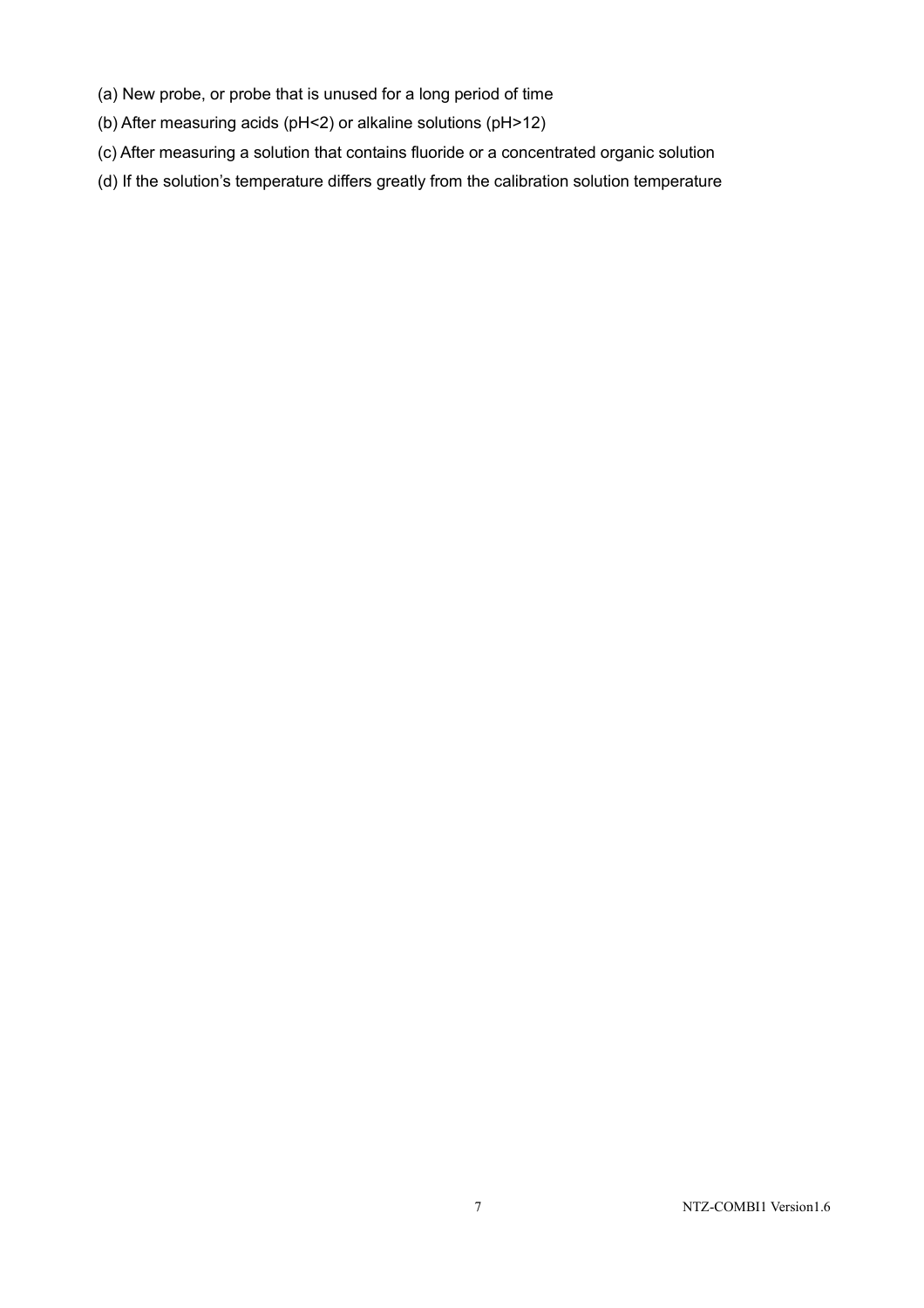(a) New probe, or probe that is unused for a long period of time

(b) After measuring acids (pH<2) or alkaline solutions (pH>12)

(c) After measuring a solution that contains fluoride or a concentrated organic solution

(d) If the solution's temperature differs greatly from the calibration solution temperature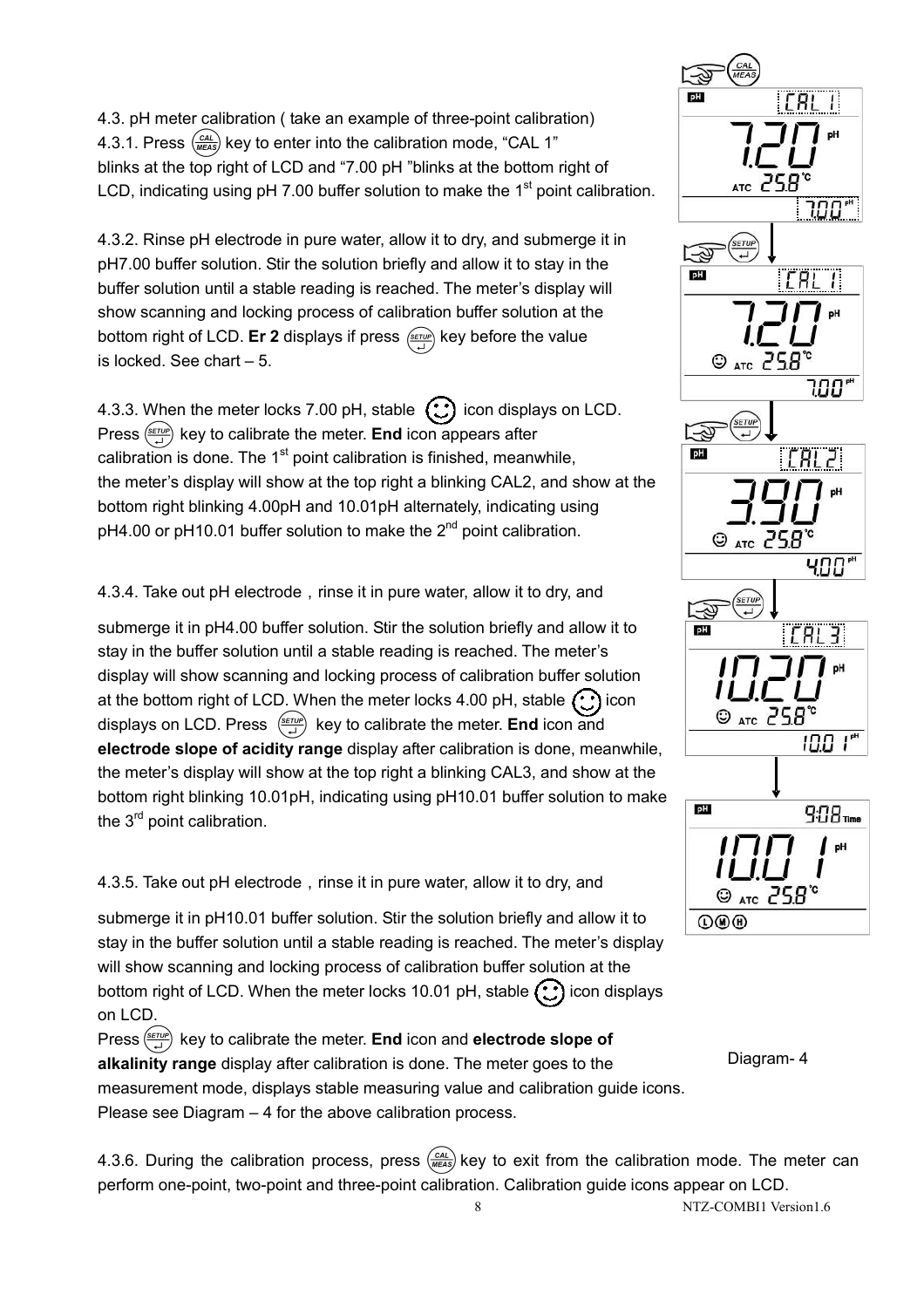4.3. pH meter calibration ( take an example of three-point calibration)

4.3.1. Press (CAL/MEAS) key to enter into the calibration mode, "CAL 1" blinks at the top right of LCD and "7.00 pH "blinks at the bottom right of LCD, indicating using pH 7.00 buffer solution to make the 1st point calibration.

4.3.2. Rinse pH electrode in pure water, allow it to dry, and submerge it in pH7.00 buffer solution. Stir the solution briefly and allow it to stay in the buffer solution until a stable reading is reached. The meter's display will show scanning and locking process of calibration buffer solution at the bottom right of LCD. **Er 2** displays if press (SETUP) key before the value is locked. See chart – 5.

4.3.3. When the meter locks 7.00 pH, stable ☺ icon displays on LCD. Press (SETUP) key to calibrate the meter. **End** icon appears after calibration is done. The 1st point calibration is finished, meanwhile, the meter's display will show at the top right a blinking CAL2, and show at the bottom right blinking 4.00pH and 10.01pH alternately, indicating using pH4.00 or pH10.01 buffer solution to make the 2nd point calibration.

4.3.4. Take out pH electrode，rinse it in pure water, allow it to dry, and submerge it in pH4.00 buffer solution. Stir the solution briefly and allow it to stay in the buffer solution until a stable reading is reached. The meter's display will show scanning and locking process of calibration buffer solution at the bottom right of LCD. When the meter locks 4.00 pH, stable ☺ icon displays on LCD. Press (SETUP) key to calibrate the meter. **End** icon and **electrode slope of acidity range** display after calibration is done, meanwhile, the meter's display will show at the top right a blinking CAL3, and show at the bottom right blinking 10.01pH, indicating using pH10.01 buffer solution to make the 3rd point calibration.

4.3.5. Take out pH electrode，rinse it in pure water, allow it to dry, and submerge it in pH10.01 buffer solution. Stir the solution briefly and allow it to stay in the buffer solution until a stable reading is reached. The meter's display will show scanning and locking process of calibration buffer solution at the bottom right of LCD. When the meter locks 10.01 pH, stable ☺ icon displays on LCD.

Press (SETUP) key to calibrate the meter. **End** icon and **electrode slope of alkalinity range** display after calibration is done. The meter goes to the measurement mode, displays stable measuring value and calibration guide icons. Please see Diagram – 4 for the above calibration process.

Diagram- 4

4.3.6. During the calibration process, press (CAL/MEAS) key to exit from the calibration mode. The meter can perform one-point, two-point and three-point calibration. Calibration guide icons appear on LCD.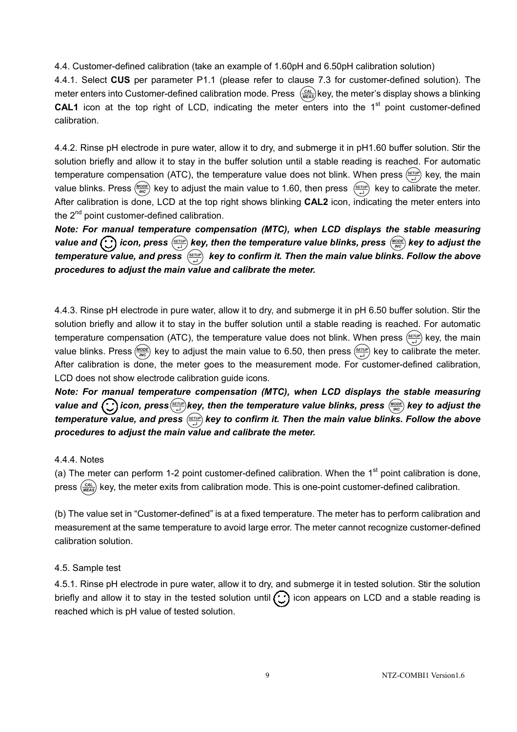4.4. Customer-defined calibration (take an example of 1.60pH and 6.50pH calibration solution)

4.4.1. Select **CUS** per parameter P1.1 (please refer to clause 7.3 for customer-defined solution). The meter enters into Customer-defined calibration mode. Press (CAL/MEAS) key, the meter's display shows a blinking **CAL1** icon at the top right of LCD, indicating the meter enters into the 1st point customer-defined calibration.

4.4.2. Rinse pH electrode in pure water, allow it to dry, and submerge it in pH1.60 buffer solution. Stir the solution briefly and allow it to stay in the buffer solution until a stable reading is reached. For automatic temperature compensation (ATC), the temperature value does not blink. When press (SETUP) key, the main value blinks. Press (MODE/INC) key to adjust the main value to 1.60, then press (SETUP) key to calibrate the meter. After calibration is done, LCD at the top right shows blinking **CAL2** icon, indicating the meter enters into the 2nd point customer-defined calibration.

***Note: For manual temperature compensation (MTC), when LCD displays the stable measuring value and ☺ icon, press (SETUP) key, then the temperature value blinks, press (MODE/INC) key to adjust the temperature value, and press (SETUP) key to confirm it. Then the main value blinks. Follow the above procedures to adjust the main value and calibrate the meter.***

4.4.3. Rinse pH electrode in pure water, allow it to dry, and submerge it in pH 6.50 buffer solution. Stir the solution briefly and allow it to stay in the buffer solution until a stable reading is reached. For automatic temperature compensation (ATC), the temperature value does not blink. When press (SETUP) key, the main value blinks. Press (MODE/INC) key to adjust the main value to 6.50, then press (SETUP) key to calibrate the meter. After calibration is done, the meter goes to the measurement mode. For customer-defined calibration, LCD does not show electrode calibration guide icons.

***Note: For manual temperature compensation (MTC), when LCD displays the stable measuring value and ☺ icon, press (SETUP) key, then the temperature value blinks, press (MODE/INC) key to adjust the temperature value, and press (SETUP) key to confirm it. Then the main value blinks. Follow the above procedures to adjust the main value and calibrate the meter.***

4.4.4. Notes

(a) The meter can perform 1-2 point customer-defined calibration. When the 1st point calibration is done, press (CAL/MEAS) key, the meter exits from calibration mode. This is one-point customer-defined calibration.

(b) The value set in "Customer-defined" is at a fixed temperature. The meter has to perform calibration and measurement at the same temperature to avoid large error. The meter cannot recognize customer-defined calibration solution.

4.5. Sample test

4.5.1. Rinse pH electrode in pure water, allow it to dry, and submerge it in tested solution. Stir the solution briefly and allow it to stay in the tested solution until ☺ icon appears on LCD and a stable reading is reached which is pH value of tested solution.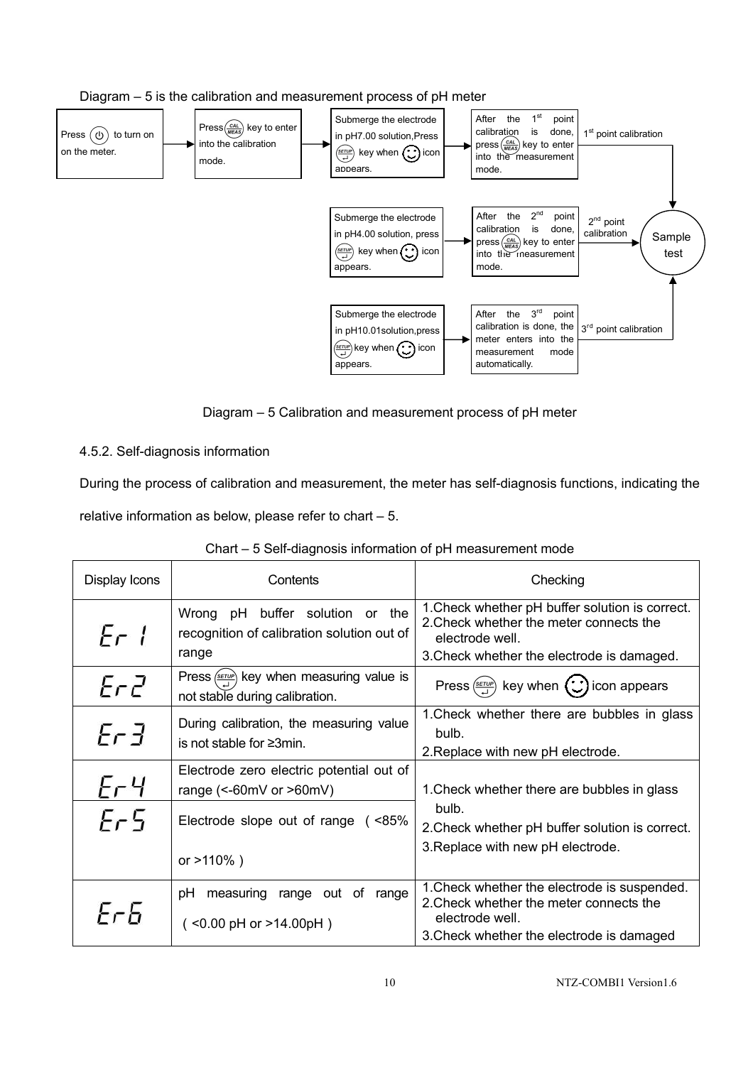Diagram – 5 is the calibration and measurement process of pH meter

Press (⏻) to turn on on the meter. → Press (CAL/MEAS) key to enter into the calibration mode. → Submerge the electrode in pH7.00 solution, Press (SETUP) key when ☺ icon appears. → After the 1st point calibration is done, press (CAL/MEAS) key to enter into the measurement mode. → 1st point calibration → Sample test

Submerge the electrode in pH4.00 solution, press (SETUP) key when ☺ icon appears. → After the 2nd point calibration is done, press (CAL/MEAS) key to enter into the measurement mode. → 2nd point calibration → Sample test

Submerge the electrode in pH10.01solution, press (SETUP) key when ☺ icon appears. → After the 3rd point calibration is done, the meter enters into the measurement mode automatically. → 3rd point calibration → Sample test

Diagram – 5 Calibration and measurement process of pH meter

4.5.2. Self-diagnosis information

During the process of calibration and measurement, the meter has self-diagnosis functions, indicating the relative information as below, please refer to chart – 5.

Chart – 5 Self-diagnosis information of pH measurement mode

| Display Icons | Contents | Checking |
|---|---|---|
| Er 1 | Wrong pH buffer solution or the recognition of calibration solution out of range | 1.Check whether pH buffer solution is correct.<br>2.Check whether the meter connects the electrode well.<br>3.Check whether the electrode is damaged. |
| Er 2 | Press (SETUP) key when measuring value is not stable during calibration. | Press (SETUP) key when ☺ icon appears |
| Er 3 | During calibration, the measuring value is not stable for ≥3min. | 1.Check whether there are bubbles in glass bulb.<br>2.Replace with new pH electrode. |
| Er 4 | Electrode zero electric potential out of range (<-60mV or >60mV) | 1.Check whether there are bubbles in glass bulb.<br>2.Check whether pH buffer solution is correct.<br>3.Replace with new pH electrode. |
| Er 5 | Electrode slope out of range (<85% or >110%) | |
| Er 6 | pH measuring range out of range (<0.00 pH or >14.00pH) | 1.Check whether the electrode is suspended.<br>2.Check whether the meter connects the electrode well.<br>3.Check whether the electrode is damaged |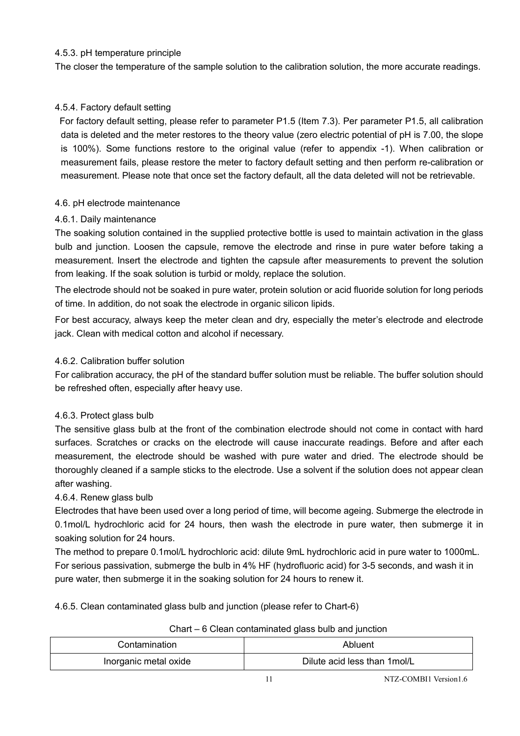#### 4.5.3. pH temperature principle

The closer the temperature of the sample solution to the calibration solution, the more accurate readings.

#### 4.5.4. Factory default setting

For factory default setting, please refer to parameter P1.5 (Item 7.3). Per parameter P1.5, all calibration data is deleted and the meter restores to the theory value (zero electric potential of pH is 7.00, the slope is 100%). Some functions restore to the original value (refer to appendix -1). When calibration or measurement fails, please restore the meter to factory default setting and then perform re-calibration or measurement. Please note that once set the factory default, all the data deleted will not be retrievable.

### 4.6. pH electrode maintenance

#### 4.6.1. Daily maintenance

The soaking solution contained in the supplied protective bottle is used to maintain activation in the glass bulb and junction. Loosen the capsule, remove the electrode and rinse in pure water before taking a measurement. Insert the electrode and tighten the capsule after measurements to prevent the solution from leaking. If the soak solution is turbid or moldy, replace the solution.

The electrode should not be soaked in pure water, protein solution or acid fluoride solution for long periods of time. In addition, do not soak the electrode in organic silicon lipids.

For best accuracy, always keep the meter clean and dry, especially the meter's electrode and electrode jack. Clean with medical cotton and alcohol if necessary.

#### 4.6.2. Calibration buffer solution

For calibration accuracy, the pH of the standard buffer solution must be reliable. The buffer solution should be refreshed often, especially after heavy use.

#### 4.6.3. Protect glass bulb

The sensitive glass bulb at the front of the combination electrode should not come in contact with hard surfaces. Scratches or cracks on the electrode will cause inaccurate readings. Before and after each measurement, the electrode should be washed with pure water and dried. The electrode should be thoroughly cleaned if a sample sticks to the electrode. Use a solvent if the solution does not appear clean after washing.

#### 4.6.4. Renew glass bulb

Electrodes that have been used over a long period of time, will become ageing. Submerge the electrode in 0.1mol/L hydrochloric acid for 24 hours, then wash the electrode in pure water, then submerge it in soaking solution for 24 hours.

The method to prepare 0.1mol/L hydrochloric acid: dilute 9mL hydrochloric acid in pure water to 1000mL.

For serious passivation, submerge the bulb in 4% HF (hydrofluoric acid) for 3-5 seconds, and wash it in pure water, then submerge it in the soaking solution for 24 hours to renew it.

#### 4.6.5. Clean contaminated glass bulb and junction (please refer to Chart-6)

Chart – 6 Clean contaminated glass bulb and junction

| Contamination | Abluent |
|---|---|
| Inorganic metal oxide | Dilute acid less than 1mol/L |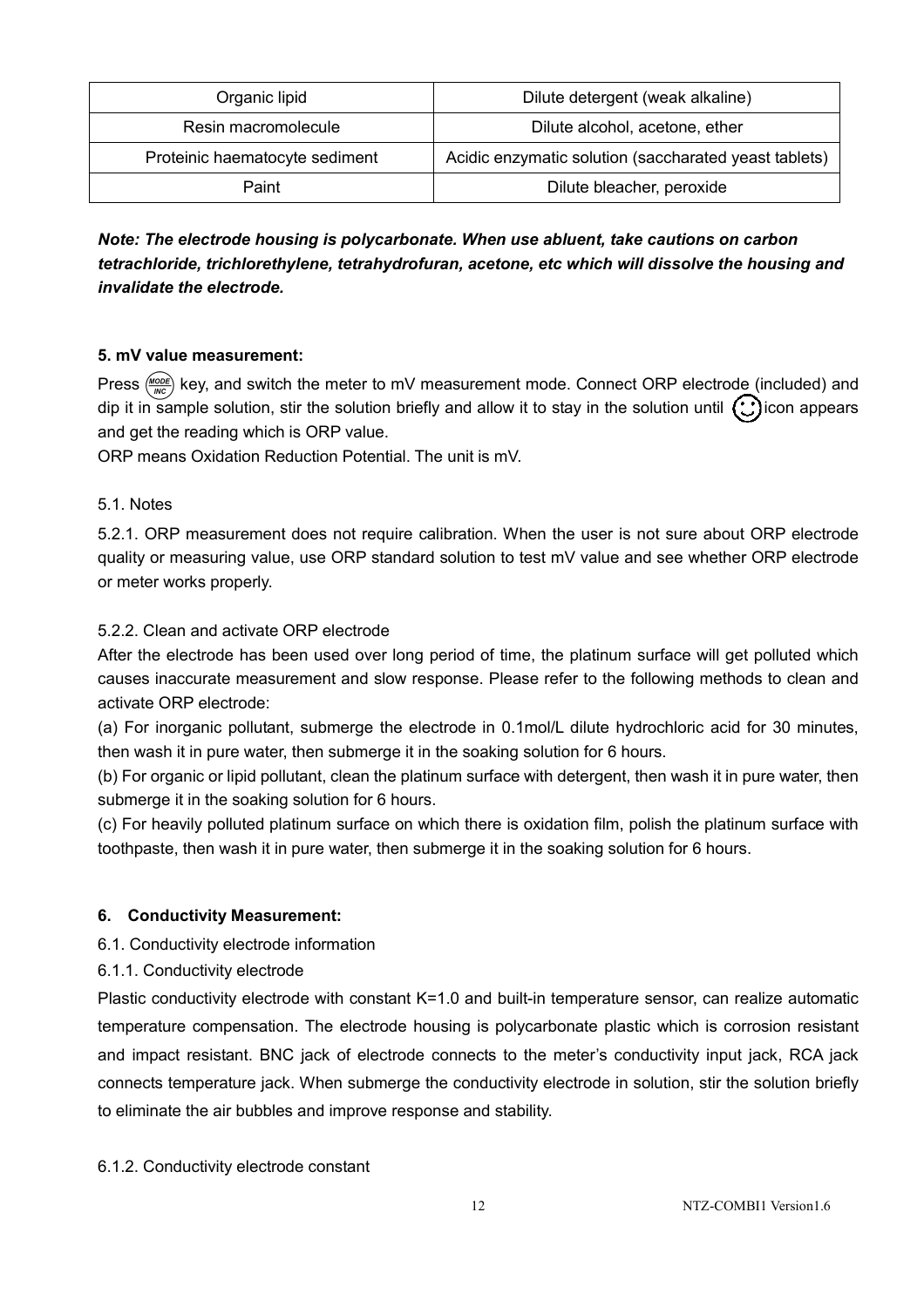| Organic lipid | Dilute detergent (weak alkaline) |
|---|---|
| Resin macromolecule | Dilute alcohol, acetone, ether |
| Proteinic haematocyte sediment | Acidic enzymatic solution (saccharated yeast tablets) |
| Paint | Dilute bleacher, peroxide |

***Note: The electrode housing is polycarbonate. When use abluent, take cautions on carbon tetrachloride, trichlorethylene, tetrahydrofuran, acetone, etc which will dissolve the housing and invalidate the electrode.***

**5. mV value measurement:**

Press (MODE/INC) key, and switch the meter to mV measurement mode. Connect ORP electrode (included) and dip it in sample solution, stir the solution briefly and allow it to stay in the solution until ☺ icon appears and get the reading which is ORP value.

ORP means Oxidation Reduction Potential. The unit is mV.

5.1. Notes

5.2.1. ORP measurement does not require calibration. When the user is not sure about ORP electrode quality or measuring value, use ORP standard solution to test mV value and see whether ORP electrode or meter works properly.

5.2.2. Clean and activate ORP electrode

After the electrode has been used over long period of time, the platinum surface will get polluted which causes inaccurate measurement and slow response. Please refer to the following methods to clean and activate ORP electrode:

(a) For inorganic pollutant, submerge the electrode in 0.1mol/L dilute hydrochloric acid for 30 minutes, then wash it in pure water, then submerge it in the soaking solution for 6 hours.

(b) For organic or lipid pollutant, clean the platinum surface with detergent, then wash it in pure water, then submerge it in the soaking solution for 6 hours.

(c) For heavily polluted platinum surface on which there is oxidation film, polish the platinum surface with toothpaste, then wash it in pure water, then submerge it in the soaking solution for 6 hours.

**6. Conductivity Measurement:**

6.1. Conductivity electrode information

6.1.1. Conductivity electrode

Plastic conductivity electrode with constant K=1.0 and built-in temperature sensor, can realize automatic temperature compensation. The electrode housing is polycarbonate plastic which is corrosion resistant and impact resistant. BNC jack of electrode connects to the meter's conductivity input jack, RCA jack connects temperature jack. When submerge the conductivity electrode in solution, stir the solution briefly to eliminate the air bubbles and improve response and stability.

6.1.2. Conductivity electrode constant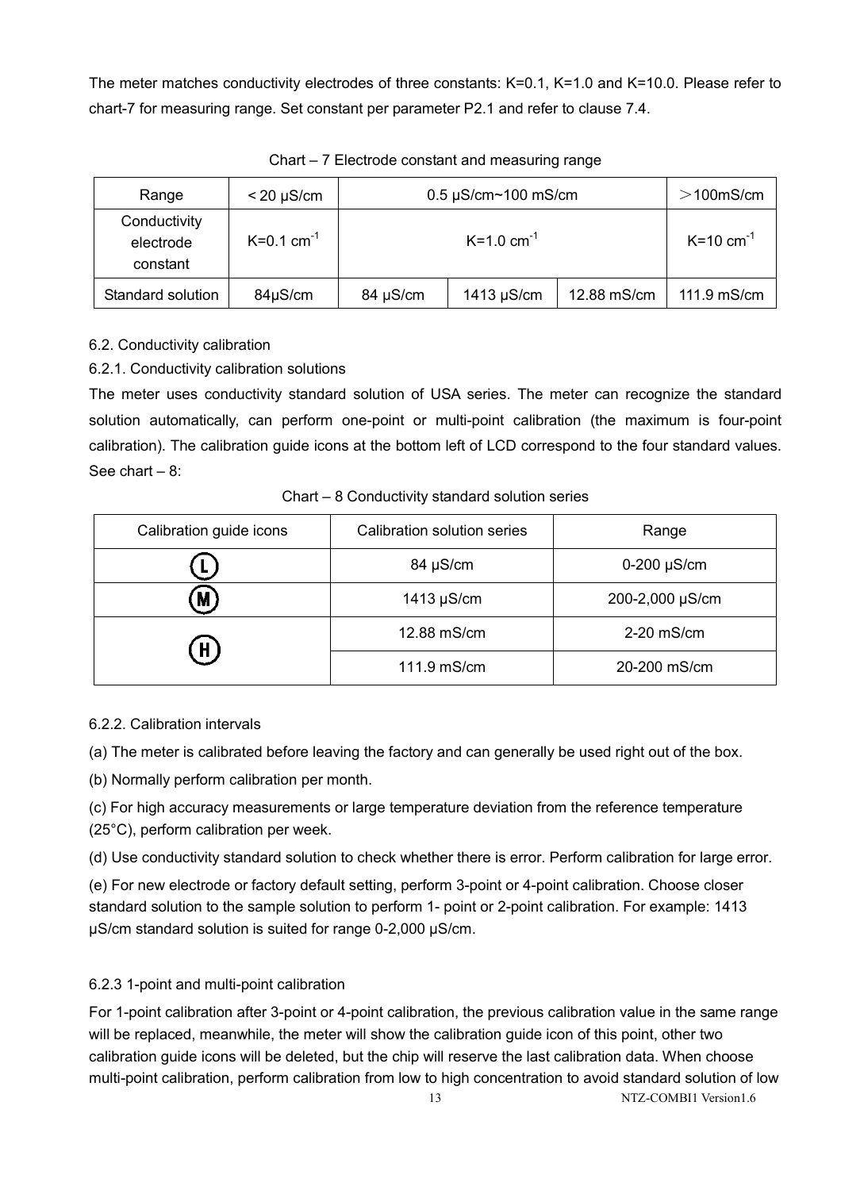The meter matches conductivity electrodes of three constants: K=0.1, K=1.0 and K=10.0. Please refer to chart-7 for measuring range. Set constant per parameter P2.1 and refer to clause 7.4.

Chart – 7 Electrode constant and measuring range

| Range | < 20 μS/cm | 0.5 μS/cm~100 mS/cm | | | ＞100mS/cm |
|---|---|---|---|---|---|
| Conductivity electrode constant | K=0.1 $cm^{-1}$ | K=1.0 $cm^{-1}$ | | | K=10 $cm^{-1}$ |
| Standard solution | 84μS/cm | 84 μS/cm | 1413 μS/cm | 12.88 mS/cm | 111.9 mS/cm |

6.2. Conductivity calibration

6.2.1. Conductivity calibration solutions

The meter uses conductivity standard solution of USA series. The meter can recognize the standard solution automatically, can perform one-point or multi-point calibration (the maximum is four-point calibration). The calibration guide icons at the bottom left of LCD correspond to the four standard values. See chart – 8:

Chart – 8 Conductivity standard solution series

| Calibration guide icons | Calibration solution series | Range |
|---|---|---|
| (L) | 84 μS/cm | 0-200 μS/cm |
| (M) | 1413 μS/cm | 200-2,000 μS/cm |
| (H) | 12.88 mS/cm | 2-20 mS/cm |
| | 111.9 mS/cm | 20-200 mS/cm |

6.2.2. Calibration intervals

(a) The meter is calibrated before leaving the factory and can generally be used right out of the box.

(b) Normally perform calibration per month.

(c) For high accuracy measurements or large temperature deviation from the reference temperature (25°C), perform calibration per week.

(d) Use conductivity standard solution to check whether there is error. Perform calibration for large error.

(e) For new electrode or factory default setting, perform 3-point or 4-point calibration. Choose closer standard solution to the sample solution to perform 1- point or 2-point calibration. For example: 1413 μS/cm standard solution is suited for range 0-2,000 μS/cm.

6.2.3 1-point and multi-point calibration

For 1-point calibration after 3-point or 4-point calibration, the previous calibration value in the same range will be replaced, meanwhile, the meter will show the calibration guide icon of this point, other two calibration guide icons will be deleted, but the chip will reserve the last calibration data. When choose multi-point calibration, perform calibration from low to high concentration to avoid standard solution of low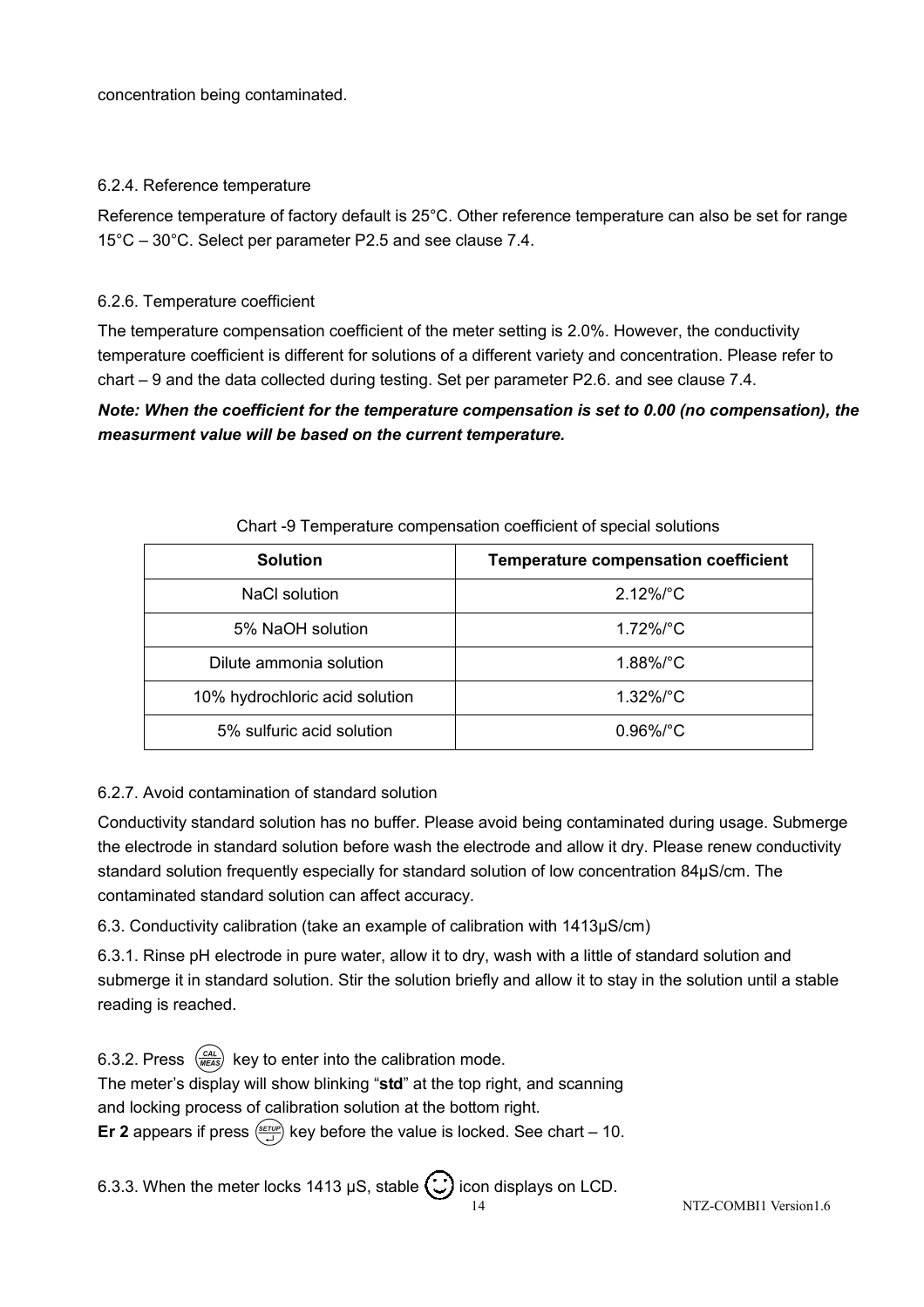concentration being contaminated.

### 6.2.4. Reference temperature

Reference temperature of factory default is 25°C. Other reference temperature can also be set for range 15°C – 30°C. Select per parameter P2.5 and see clause 7.4.

### 6.2.6. Temperature coefficient

The temperature compensation coefficient of the meter setting is 2.0%. However, the conductivity temperature coefficient is different for solutions of a different variety and concentration. Please refer to chart – 9 and the data collected during testing. Set per parameter P2.6. and see clause 7.4.

***Note: When the coefficient for the temperature compensation is set to 0.00 (no compensation), the measurment value will be based on the current temperature.***

Chart -9 Temperature compensation coefficient of special solutions

| Solution | Temperature compensation coefficient |
|---|---|
| NaCl solution | 2.12%/°C |
| 5% NaOH solution | 1.72%/°C |
| Dilute ammonia solution | 1.88%/°C |
| 10% hydrochloric acid solution | 1.32%/°C |
| 5% sulfuric acid solution | 0.96%/°C |

### 6.2.7. Avoid contamination of standard solution

Conductivity standard solution has no buffer. Please avoid being contaminated during usage. Submerge the electrode in standard solution before wash the electrode and allow it dry. Please renew conductivity standard solution frequently especially for standard solution of low concentration 84μS/cm. The contaminated standard solution can affect accuracy.

## 6.3. Conductivity calibration (take an example of calibration with 1413μS/cm)

6.3.1. Rinse pH electrode in pure water, allow it to dry, wash with a little of standard solution and submerge it in standard solution. Stir the solution briefly and allow it to stay in the solution until a stable reading is reached.

6.3.2. Press CAL/MEAS key to enter into the calibration mode.
The meter's display will show blinking "**std**" at the top right, and scanning and locking process of calibration solution at the bottom right.
**Er 2** appears if press SETUP key before the value is locked. See chart – 10.

6.3.3. When the meter locks 1413 μS, stable ☺ icon displays on LCD.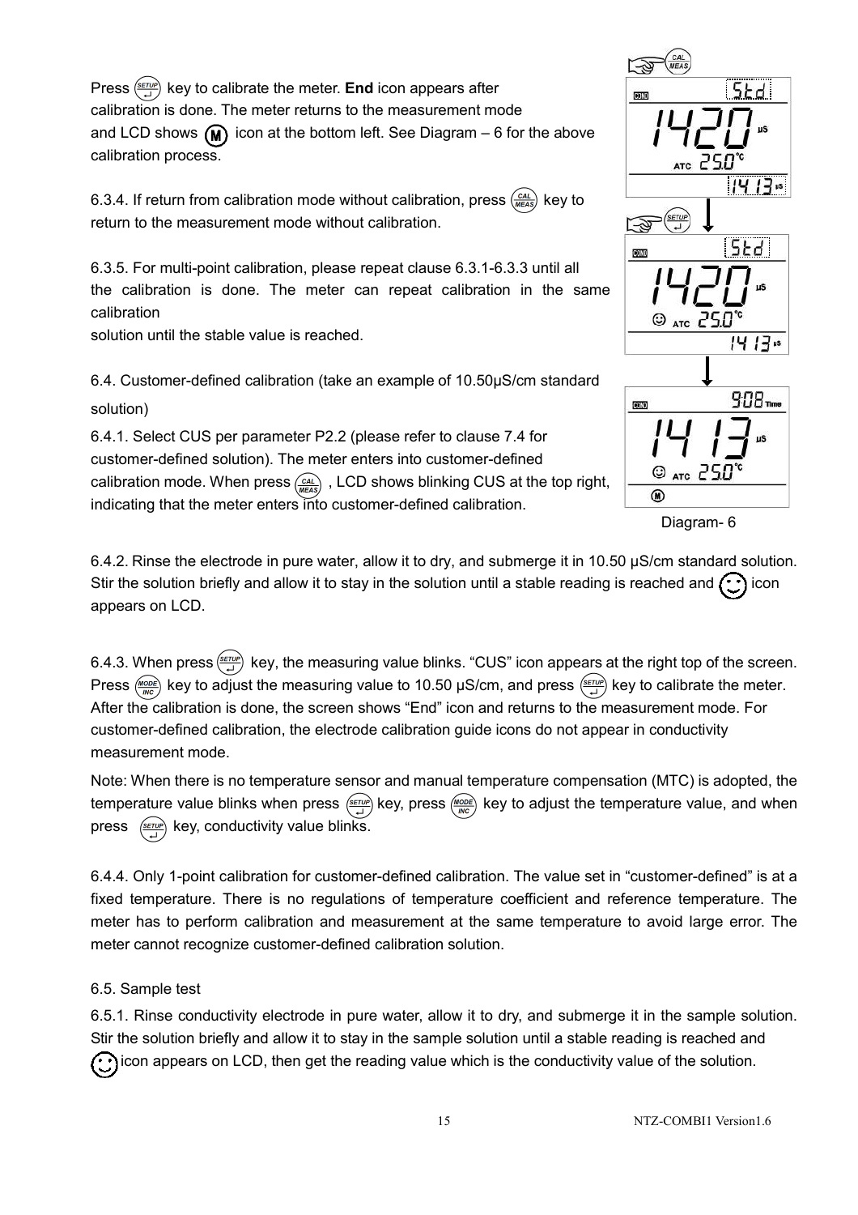Press (SETUP) key to calibrate the meter. **End** icon appears after calibration is done. The meter returns to the measurement mode and LCD shows (M) icon at the bottom left. See Diagram – 6 for the above calibration process.

6.3.4. If return from calibration mode without calibration, press (CAL/MEAS) key to return to the measurement mode without calibration.

6.3.5. For multi-point calibration, please repeat clause 6.3.1-6.3.3 until all the calibration is done. The meter can repeat calibration in the same calibration solution until the stable value is reached.

Diagram- 6

6.4. Customer-defined calibration (take an example of 10.50μS/cm standard solution)

6.4.1. Select CUS per parameter P2.2 (please refer to clause 7.4 for customer-defined solution). The meter enters into customer-defined calibration mode. When press (CAL/MEAS) , LCD shows blinking CUS at the top right, indicating that the meter enters into customer-defined calibration.

6.4.2. Rinse the electrode in pure water, allow it to dry, and submerge it in 10.50 μS/cm standard solution. Stir the solution briefly and allow it to stay in the solution until a stable reading is reached and ☺ icon appears on LCD.

6.4.3. When press (SETUP) key, the measuring value blinks. "CUS" icon appears at the right top of the screen. Press (MODE/INC) key to adjust the measuring value to 10.50 μS/cm, and press (SETUP) key to calibrate the meter. After the calibration is done, the screen shows "End" icon and returns to the measurement mode. For customer-defined calibration, the electrode calibration guide icons do not appear in conductivity measurement mode.

Note: When there is no temperature sensor and manual temperature compensation (MTC) is adopted, the temperature value blinks when press (SETUP) key, press (MODE/INC) key to adjust the temperature value, and when press (SETUP) key, conductivity value blinks.

6.4.4. Only 1-point calibration for customer-defined calibration. The value set in "customer-defined" is at a fixed temperature. There is no regulations of temperature coefficient and reference temperature. The meter has to perform calibration and measurement at the same temperature to avoid large error. The meter cannot recognize customer-defined calibration solution.

6.5. Sample test

6.5.1. Rinse conductivity electrode in pure water, allow it to dry, and submerge it in the sample solution. Stir the solution briefly and allow it to stay in the sample solution until a stable reading is reached and ☺ icon appears on LCD, then get the reading value which is the conductivity value of the solution.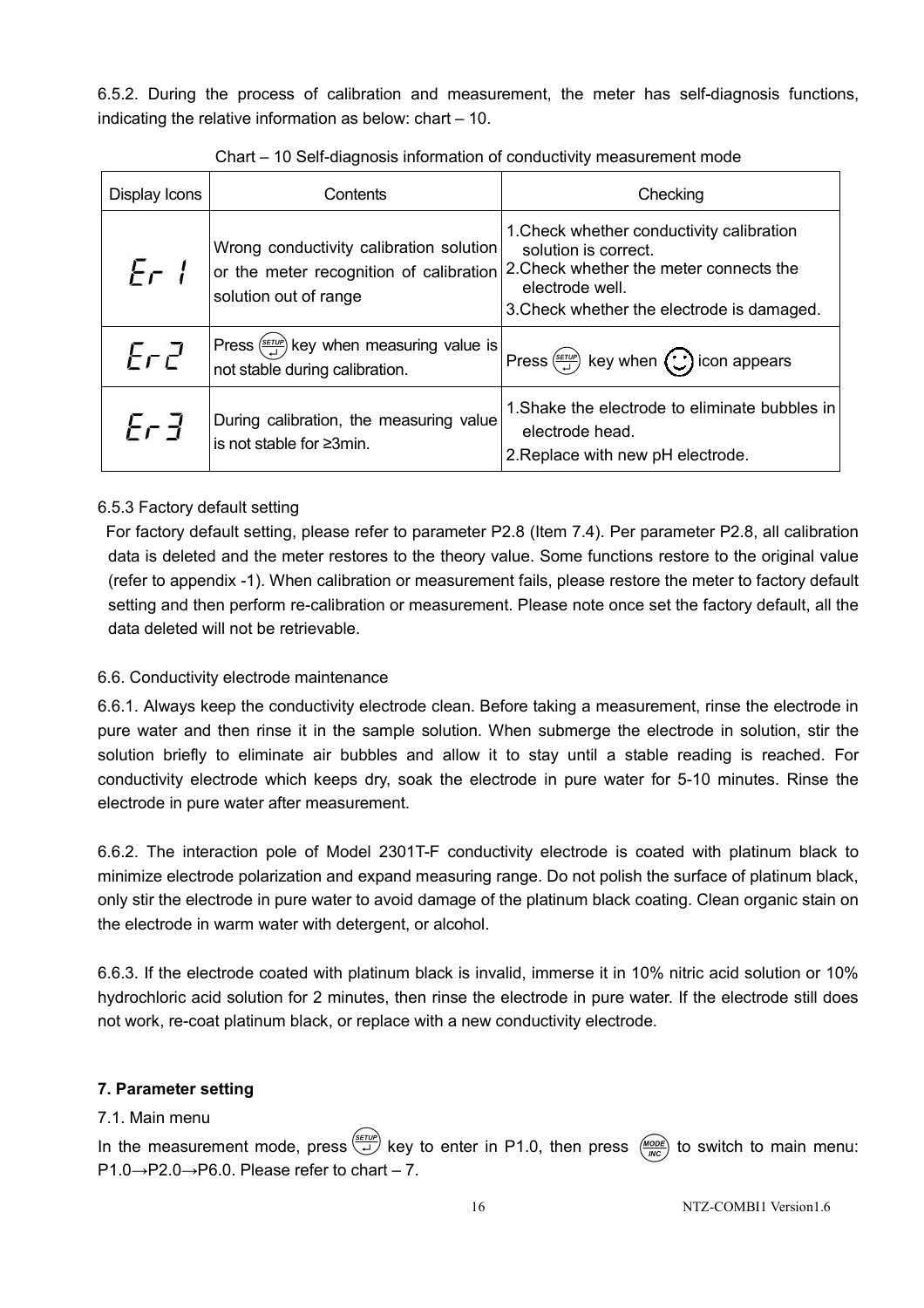6.5.2. During the process of calibration and measurement, the meter has self-diagnosis functions, indicating the relative information as below: chart – 10.

Chart – 10 Self-diagnosis information of conductivity measurement mode

| Display Icons | Contents | Checking |
|---|---|---|
| Er 1 | Wrong conductivity calibration solution or the meter recognition of calibration solution out of range | 1.Check whether conductivity calibration solution is correct.<br>2.Check whether the meter connects the electrode well.<br>3.Check whether the electrode is damaged. |
| Er 2 | Press SETUP key when measuring value is not stable during calibration. | Press SETUP key when ☺ icon appears |
| Er 3 | During calibration, the measuring value is not stable for ≥3min. | 1.Shake the electrode to eliminate bubbles in electrode head.<br>2.Replace with new pH electrode. |

6.5.3 Factory default setting

For factory default setting, please refer to parameter P2.8 (Item 7.4). Per parameter P2.8, all calibration data is deleted and the meter restores to the theory value. Some functions restore to the original value (refer to appendix -1). When calibration or measurement fails, please restore the meter to factory default setting and then perform re-calibration or measurement. Please note once set the factory default, all the data deleted will not be retrievable.

6.6. Conductivity electrode maintenance

6.6.1. Always keep the conductivity electrode clean. Before taking a measurement, rinse the electrode in pure water and then rinse it in the sample solution. When submerge the electrode in solution, stir the solution briefly to eliminate air bubbles and allow it to stay until a stable reading is reached. For conductivity electrode which keeps dry, soak the electrode in pure water for 5-10 minutes. Rinse the electrode in pure water after measurement.

6.6.2. The interaction pole of Model 2301T-F conductivity electrode is coated with platinum black to minimize electrode polarization and expand measuring range. Do not polish the surface of platinum black, only stir the electrode in pure water to avoid damage of the platinum black coating. Clean organic stain on the electrode in warm water with detergent, or alcohol.

6.6.3. If the electrode coated with platinum black is invalid, immerse it in 10% nitric acid solution or 10% hydrochloric acid solution for 2 minutes, then rinse the electrode in pure water. If the electrode still does not work, re-coat platinum black, or replace with a new conductivity electrode.

**7. Parameter setting**

7.1. Main menu

In the measurement mode, press SETUP key to enter in P1.0, then press MODE/INC to switch to main menu: P1.0→P2.0→P6.0. Please refer to chart – 7.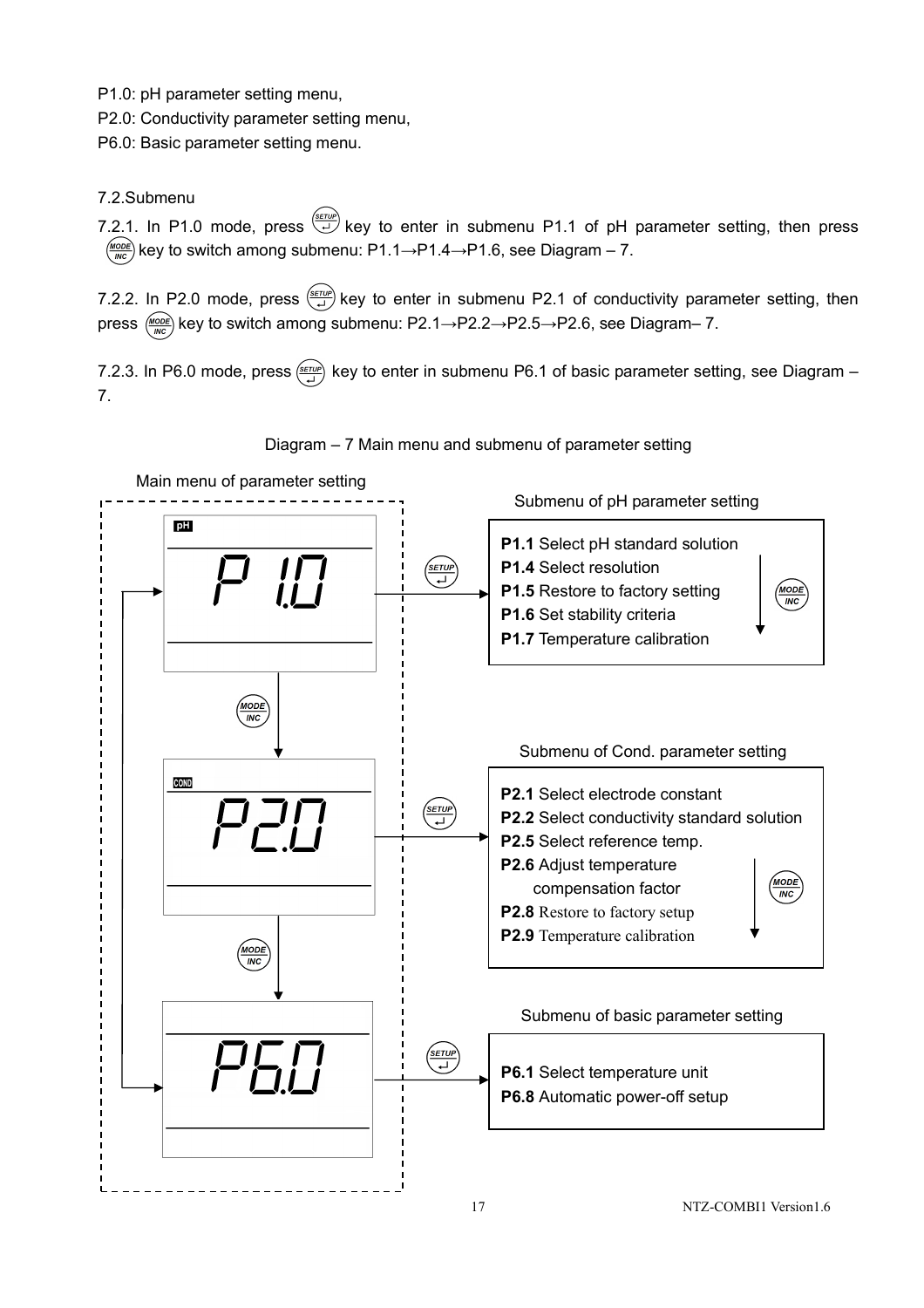P1.0: pH parameter setting menu,

P2.0: Conductivity parameter setting menu,

P6.0: Basic parameter setting menu.

7.2.Submenu

7.2.1. In P1.0 mode, press SETUP key to enter in submenu P1.1 of pH parameter setting, then press MODE/INC key to switch among submenu: P1.1→P1.4→P1.6, see Diagram – 7.

7.2.2. In P2.0 mode, press SETUP key to enter in submenu P2.1 of conductivity parameter setting, then press MODE/INC key to switch among submenu: P2.1→P2.2→P2.5→P2.6, see Diagram– 7.

7.2.3. In P6.0 mode, press SETUP key to enter in submenu P6.1 of basic parameter setting, see Diagram – 7.

Diagram – 7 Main menu and submenu of parameter setting

Main menu of parameter setting

pH P1.0 —(SETUP)→ Submenu of pH parameter setting

- **P1.1** Select pH standard solution
- **P1.4** Select resolution
- **P1.5** Restore to factory setting
- **P1.6** Set stability criteria
- **P1.7** Temperature calibration

(MODE/INC)

COND P2.0 —(SETUP)→ Submenu of Cond. parameter setting

- **P2.1** Select electrode constant
- **P2.2** Select conductivity standard solution
- **P2.5** Select reference temp.
- **P2.6** Adjust temperature compensation factor
- **P2.8** Restore to factory setup
- **P2.9** Temperature calibration

(MODE/INC)

P6.0 —(SETUP)→ Submenu of basic parameter setting

- **P6.1** Select temperature unit
- **P6.8** Automatic power-off setup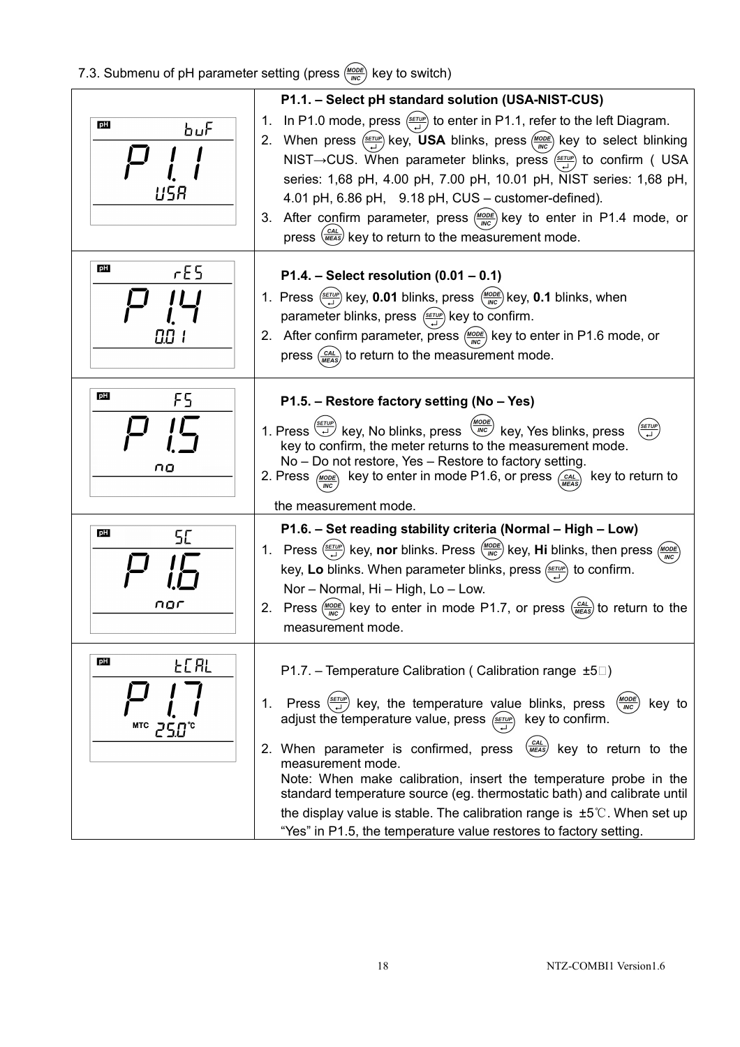7.3. Submenu of pH parameter setting (press MODE/INC key to switch)

| Display | Description |
|---|---|
| pH buF P1.1 USA | **P1.1. – Select pH standard solution (USA-NIST-CUS)**<br>1. In P1.0 mode, press SETUP to enter in P1.1, refer to the left Diagram.<br>2. When press SETUP key, **USA** blinks, press MODE/INC key to select blinking NIST→CUS. When parameter blinks, press SETUP to confirm ( USA series: 1,68 pH, 4.00 pH, 7.00 pH, 10.01 pH, NIST series: 1,68 pH, 4.01 pH, 6.86 pH, 9.18 pH, CUS – customer-defined).<br>3. After confirm parameter, press MODE/INC key to enter in P1.4 mode, or press CAL/MEAS key to return to the measurement mode. |
| pH rES P1.4 0.01 | **P1.4. – Select resolution (0.01 – 0.1)**<br>1. Press SETUP key, **0.01** blinks, press MODE/INC key, **0.1** blinks, when parameter blinks, press SETUP key to confirm.<br>2. After confirm parameter, press MODE/INC key to enter in P1.6 mode, or press CAL/MEAS to return to the measurement mode. |
| pH FS P1.5 no | **P1.5. – Restore factory setting (No – Yes)**<br>1. Press SETUP key, No blinks, press MODE/INC key, Yes blinks, press SETUP key to confirm, the meter returns to the measurement mode.<br>No – Do not restore, Yes – Restore to factory setting.<br>2. Press MODE/INC key to enter in mode P1.6, or press CAL/MEAS key to return to the measurement mode. |
| pH SC P1.6 nor | **P1.6. – Set reading stability criteria (Normal – High – Low)**<br>1. Press SETUP key, **nor** blinks. Press MODE/INC key, **Hi** blinks, then press MODE/INC key, **Lo** blinks. When parameter blinks, press SETUP to confirm.<br>Nor – Normal, Hi – High, Lo – Low.<br>2. Press MODE/INC key to enter in mode P1.7, or press CAL/MEAS to return to the measurement mode. |
| pH tCAL P1.7 MTC 25.0℃ | P1.7. – Temperature Calibration ( Calibration range ±5℃)<br>1. Press SETUP key, the temperature value blinks, press MODE/INC key to adjust the temperature value, press SETUP key to confirm.<br>2. When parameter is confirmed, press CAL/MEAS key to return to the measurement mode.<br>Note: When make calibration, insert the temperature probe in the standard temperature source (eg. thermostatic bath) and calibrate until the display value is stable. The calibration range is ±5℃. When set up "Yes" in P1.5, the temperature value restores to factory setting. |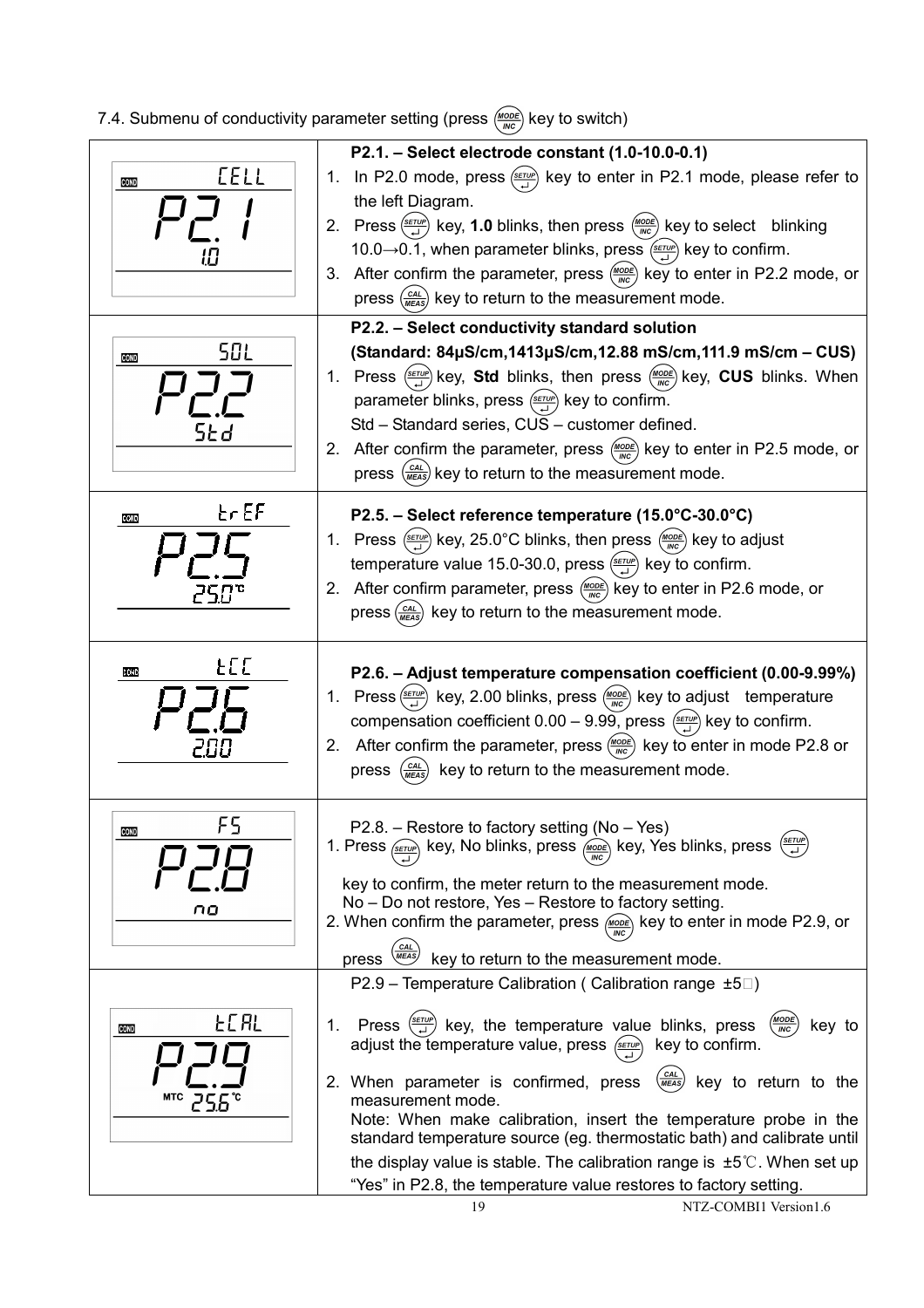7.4. Submenu of conductivity parameter setting (press MODE/INC key to switch)

| Display | Description |
|---|---|
| COND CELL P2.1 1.0 | **P2.1. – Select electrode constant (1.0-10.0-0.1)**<br>1. In P2.0 mode, press SETUP key to enter in P2.1 mode, please refer to the left Diagram.<br>2. Press SETUP key, **1.0** blinks, then press MODE/INC key to select blinking 10.0→0.1, when parameter blinks, press SETUP key to confirm.<br>3. After confirm the parameter, press MODE/INC key to enter in P2.2 mode, or press CAL/MEAS key to return to the measurement mode. |
| COND SOL P2.2 Std | **P2.2. – Select conductivity standard solution**<br>**(Standard: 84μS/cm,1413μS/cm,12.88 mS/cm,111.9 mS/cm – CUS)**<br>1. Press SETUP key, **Std** blinks, then press MODE/INC key, **CUS** blinks. When parameter blinks, press SETUP key to confirm.<br>Std – Standard series, CUS – customer defined.<br>2. After confirm the parameter, press MODE/INC key to enter in P2.5 mode, or press CAL/MEAS key to return to the measurement mode. |
| COND trEF P2.5 25.0℃ | **P2.5. – Select reference temperature (15.0°C-30.0°C)**<br>1. Press SETUP key, 25.0°C blinks, then press MODE/INC key to adjust temperature value 15.0-30.0, press SETUP key to confirm.<br>2. After confirm parameter, press MODE/INC key to enter in P2.6 mode, or press CAL/MEAS key to return to the measurement mode. |
| COND tCC P2.6 2.00 | **P2.6. – Adjust temperature compensation coefficient (0.00-9.99%)**<br>1. Press SETUP key, 2.00 blinks, press MODE/INC key to adjust temperature compensation coefficient 0.00 – 9.99, press SETUP key to confirm.<br>2. After confirm the parameter, press MODE/INC key to enter in mode P2.8 or press CAL/MEAS key to return to the measurement mode. |
| COND FS P2.8 no | P2.8. – Restore to factory setting (No – Yes)<br>1. Press SETUP key, No blinks, press MODE/INC key, Yes blinks, press SETUP key to confirm, the meter return to the measurement mode.<br>No – Do not restore, Yes – Restore to factory setting.<br>2. When confirm the parameter, press MODE/INC key to enter in mode P2.9, or press CAL/MEAS key to return to the measurement mode. |
| COND tCAL P2.9 MTC 25.6℃ | P2.9 – Temperature Calibration ( Calibration range ±5℃)<br>1. Press SETUP key, the temperature value blinks, press MODE/INC key to adjust the temperature value, press SETUP key to confirm.<br>2. When parameter is confirmed, press CAL/MEAS key to return to the measurement mode.<br>Note: When make calibration, insert the temperature probe in the standard temperature source (eg. thermostatic bath) and calibrate until the display value is stable. The calibration range is ±5℃. When set up "Yes" in P2.8, the temperature value restores to factory setting. |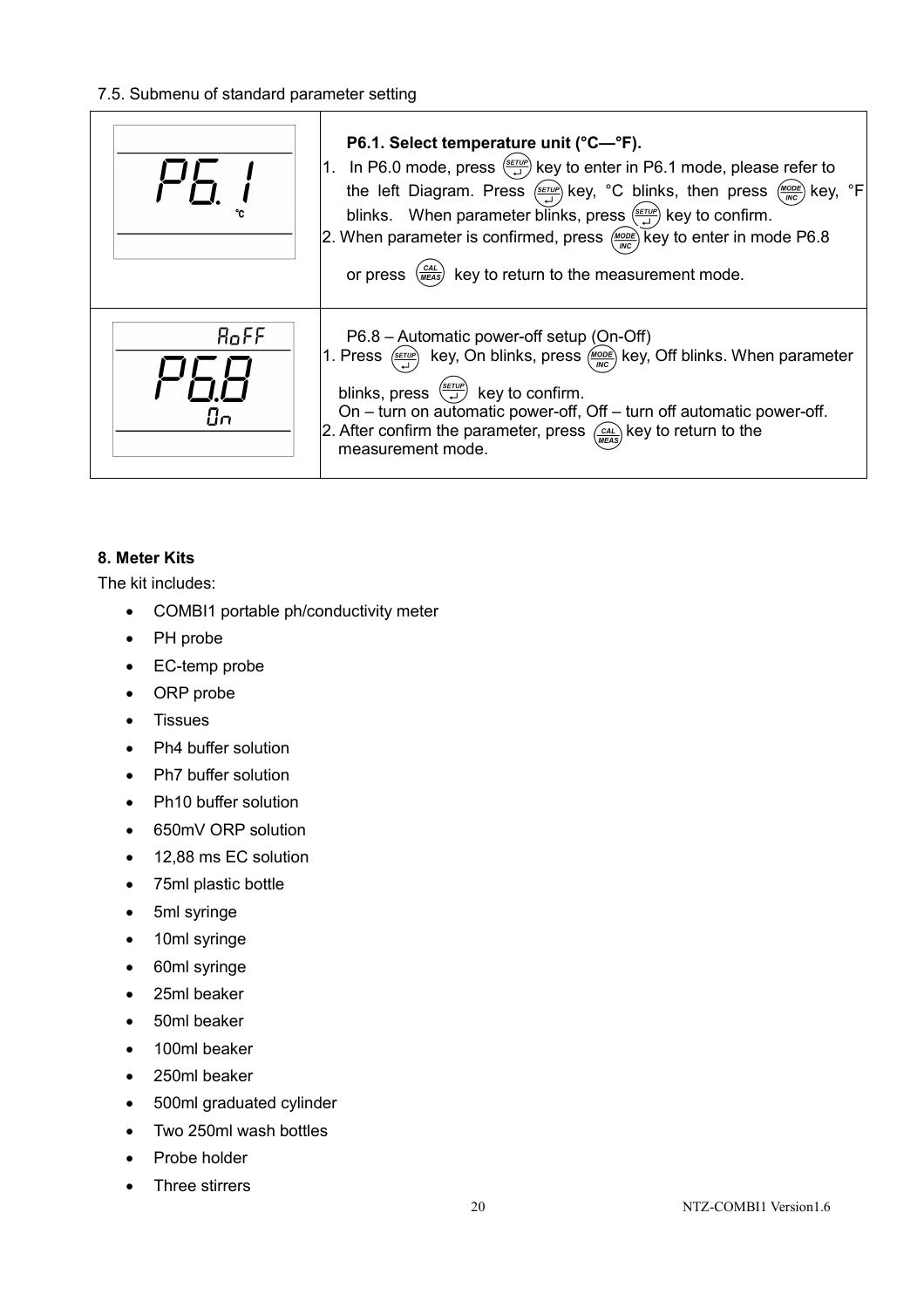7.5. Submenu of standard parameter setting

| Display | Description |
|---|---|
| P6.1 °C | **P6.1. Select temperature unit (°C—°F).**<br>1. In P6.0 mode, press SETUP key to enter in P6.1 mode, please refer to the left Diagram. Press SETUP key, °C blinks, then press MODE/INC key, °F blinks. When parameter blinks, press SETUP key to confirm.<br>2. When parameter is confirmed, press MODE/INC key to enter in mode P6.8 or press CAL/MEAS key to return to the measurement mode. |
| AoFF P6.8 On | P6.8 – Automatic power-off setup (On-Off)<br>1. Press SETUP key, On blinks, press MODE/INC key, Off blinks. When parameter blinks, press SETUP key to confirm.<br>On – turn on automatic power-off, Off – turn off automatic power-off.<br>2. After confirm the parameter, press CAL/MEAS key to return to the measurement mode. |

**8. Meter Kits**

The kit includes:

- COMBI1 portable ph/conductivity meter
- PH probe
- EC-temp probe
- ORP probe
- Tissues
- Ph4 buffer solution
- Ph7 buffer solution
- Ph10 buffer solution
- 650mV ORP solution
- 12,88 ms EC solution
- 75ml plastic bottle
- 5ml syringe
- 10ml syringe
- 60ml syringe
- 25ml beaker
- 50ml beaker
- 100ml beaker
- 250ml beaker
- 500ml graduated cylinder
- Two 250ml wash bottles
- Probe holder
- Three stirrers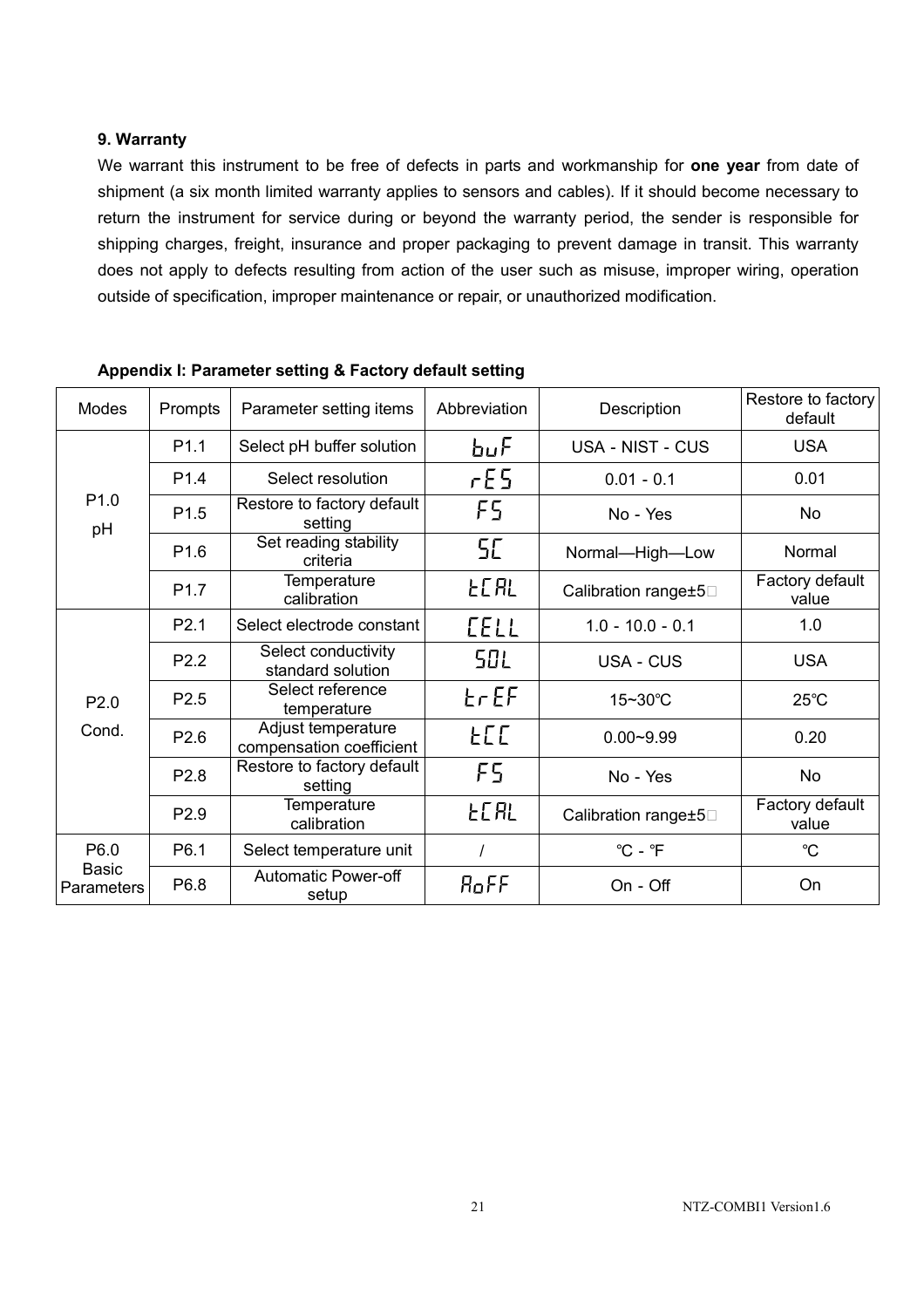### 9. Warranty

We warrant this instrument to be free of defects in parts and workmanship for **one year** from date of shipment (a six month limited warranty applies to sensors and cables). If it should become necessary to return the instrument for service during or beyond the warranty period, the sender is responsible for shipping charges, freight, insurance and proper packaging to prevent damage in transit. This warranty does not apply to defects resulting from action of the user such as misuse, improper wiring, operation outside of specification, improper maintenance or repair, or unauthorized modification.

**Appendix I: Parameter setting & Factory default setting**

| Modes | Prompts | Parameter setting items | Abbreviation | Description | Restore to factory default |
|---|---|---|---|---|---|
| P1.0 pH | P1.1 | Select pH buffer solution | buF | USA - NIST - CUS | USA |
| | P1.4 | Select resolution | rES | 0.01 - 0.1 | 0.01 |
| | P1.5 | Restore to factory default setting | FS | No - Yes | No |
| | P1.6 | Set reading stability criteria | SC | Normal—High—Low | Normal |
| | P1.7 | Temperature calibration | tCAL | Calibration range±5℃ | Factory default value |
| P2.0 Cond. | P2.1 | Select electrode constant | CELL | 1.0 - 10.0 - 0.1 | 1.0 |
| | P2.2 | Select conductivity standard solution | SOL | USA - CUS | USA |
| | P2.5 | Select reference temperature | trEF | 15~30℃ | 25℃ |
| | P2.6 | Adjust temperature compensation coefficient | tCC | 0.00~9.99 | 0.20 |
| | P2.8 | Restore to factory default setting | FS | No - Yes | No |
| | P2.9 | Temperature calibration | tCAL | Calibration range±5℃ | Factory default value |
| P6.0 Basic Parameters | P6.1 | Select temperature unit | / | ℃ - ℉ | ℃ |
| | P6.8 | Automatic Power-off setup | AoFF | On - Off | On |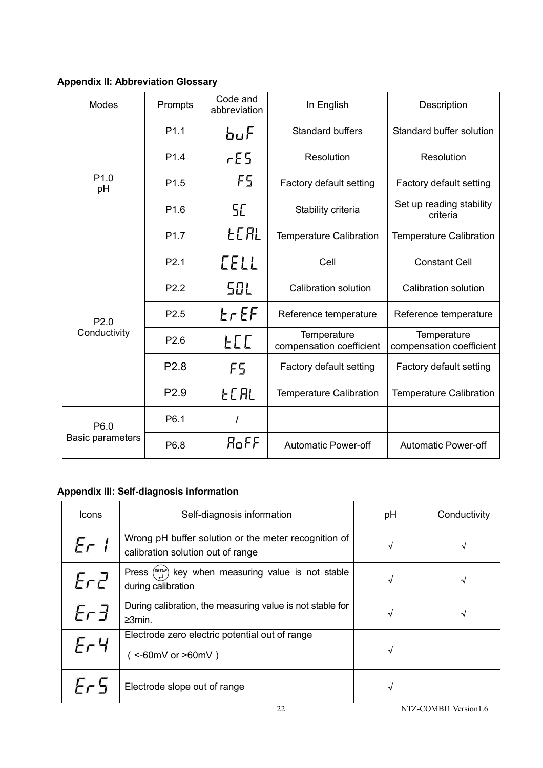**Appendix II: Abbreviation Glossary**

| Modes | Prompts | Code and abbreviation | In English | Description |
|---|---|---|---|---|
| P1.0 pH | P1.1 | buF | Standard buffers | Standard buffer solution |
| | P1.4 | rES | Resolution | Resolution |
| | P1.5 | FS | Factory default setting | Factory default setting |
| | P1.6 | SC | Stability criteria | Set up reading stability criteria |
| | P1.7 | tCAL | Temperature Calibration | Temperature Calibration |
| P2.0 Conductivity | P2.1 | CELL | Cell | Constant Cell |
| | P2.2 | SOL | Calibration solution | Calibration solution |
| | P2.5 | trEF | Reference temperature | Reference temperature |
| | P2.6 | tCC | Temperature compensation coefficient | Temperature compensation coefficient |
| | P2.8 | FS | Factory default setting | Factory default setting |
| | P2.9 | tCAL | Temperature Calibration | Temperature Calibration |
| P6.0 Basic parameters | P6.1 | / | | |
| | P6.8 | AoFF | Automatic Power-off | Automatic Power-off |

**Appendix III: Self-diagnosis information**

| Icons | Self-diagnosis information | pH | Conductivity |
|---|---|---|---|
| Er 1 | Wrong pH buffer solution or the meter recognition of calibration solution out of range | √ | √ |
| Er 2 | Press SETUP key when measuring value is not stable during calibration | √ | √ |
| Er 3 | During calibration, the measuring value is not stable for ≥3min. | √ | √ |
| Er 4 | Electrode zero electric potential out of range (<-60mV or >60mV) | √ | |
| Er 5 | Electrode slope out of range | √ | |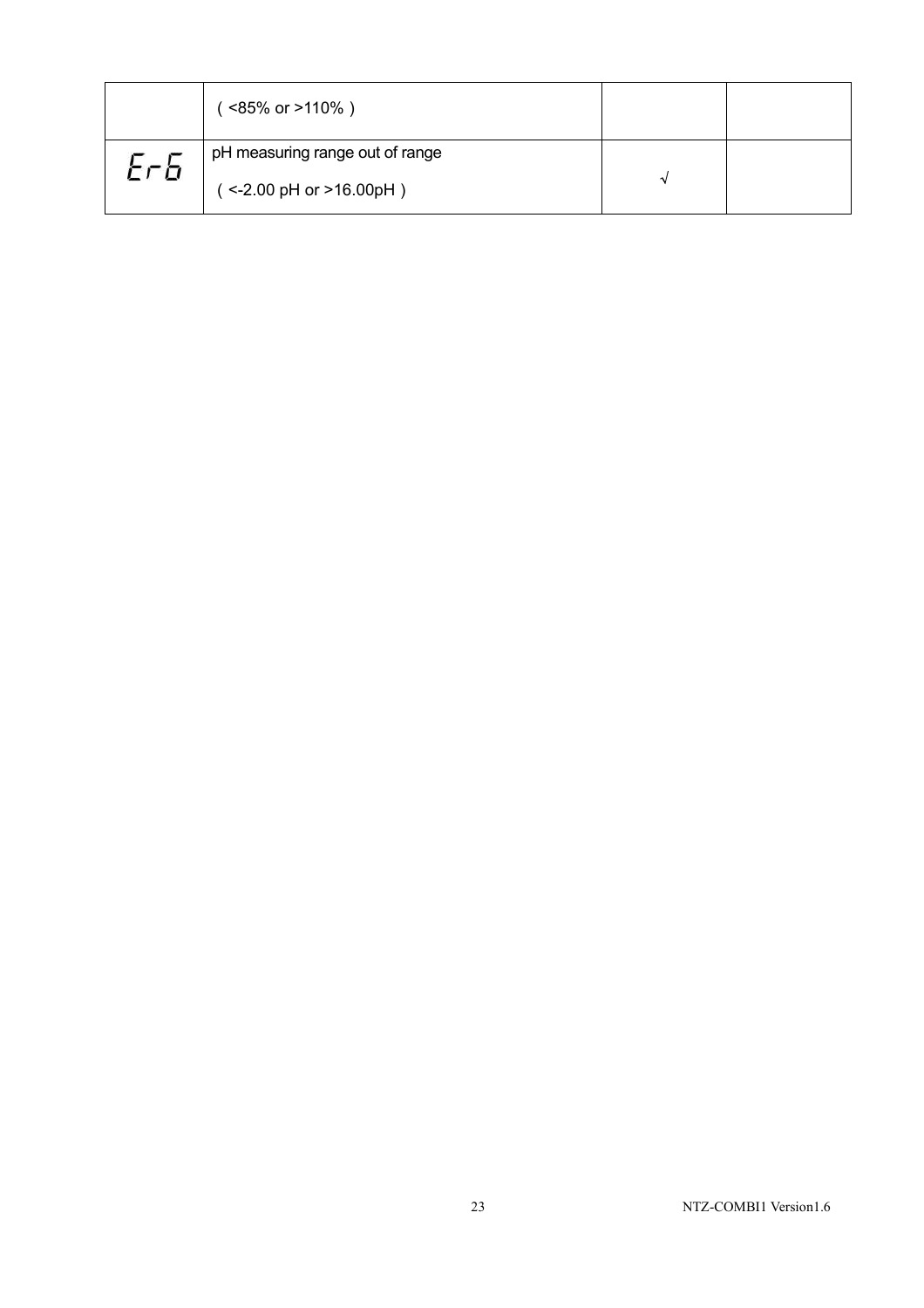| | | | |
|---|---|---|---|
| | ( <85% or >110% ) | | |
| Er6 | pH measuring range out of range<br>( <-2.00 pH or >16.00pH ) | √ | |